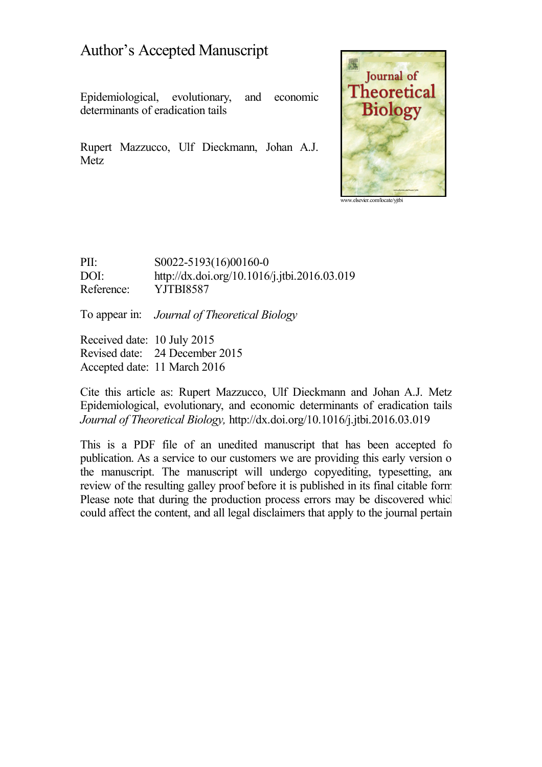# Author's Accepted Manuscript

Epidemiological, evolutionary, and economic determinants of eradication tails

Rupert Mazzucco, Ulf Dieckmann, Johan A.J. Metz

www.elsevier.com/locate/yjtbi

PII: S0022-5193(16)00160-0
DOI: http://dx.doi.org/10.1016/j.jtbi.2016.03.019
Reference: YJTBI8587

To appear in: *Journal of Theoretical Biology*

Received date: 10 July 2015
Revised date: 24 December 2015
Accepted date: 11 March 2016

Cite this article as: Rupert Mazzucco, Ulf Dieckmann and Johan A.J. Metz Epidemiological, evolutionary, and economic determinants of eradication tails *Journal of Theoretical Biology,* http://dx.doi.org/10.1016/j.jtbi.2016.03.019

This is a PDF file of an unedited manuscript that has been accepted fo publication. As a service to our customers we are providing this early version o the manuscript. The manuscript will undergo copyediting, typesetting, and review of the resulting galley proof before it is published in its final citable form Please note that during the production process errors may be discovered which could affect the content, and all legal disclaimers that apply to the journal pertain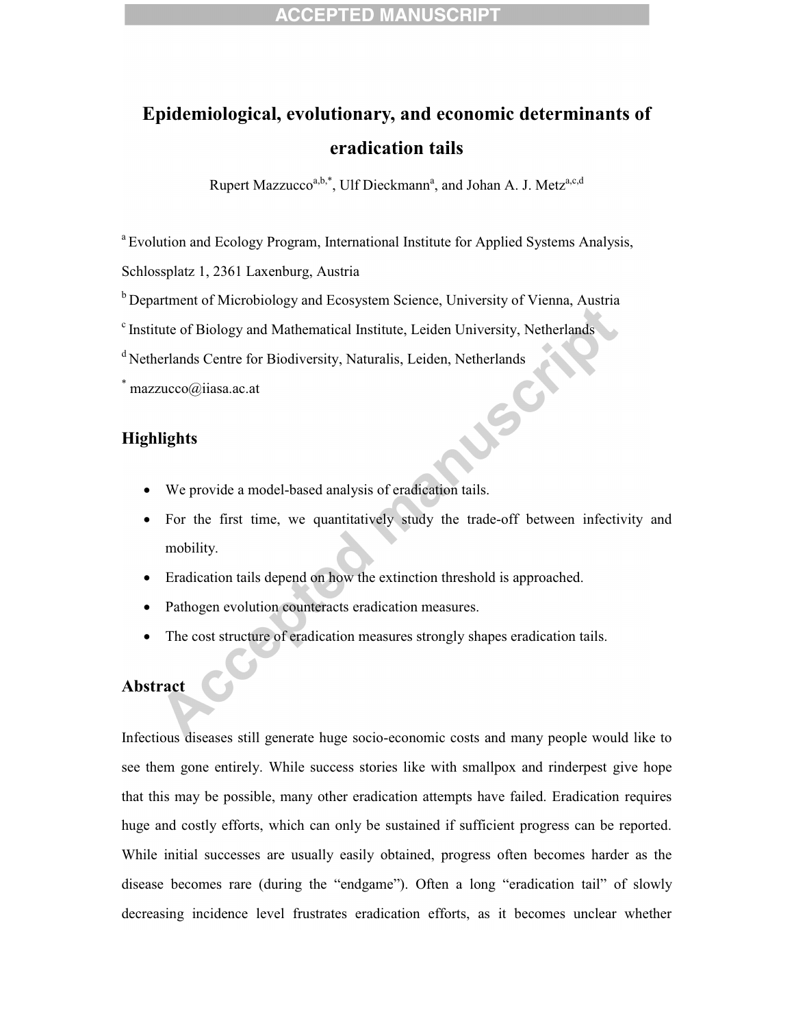# Epidemiological, evolutionary, and economic determinants of eradication tails

Rupert Mazzucco[a,b,*], Ulf Dieckmann[a], and Johan A. J. Metz[a,c,d]

[a] Evolution and Ecology Program, International Institute for Applied Systems Analysis, Schlossplatz 1, 2361 Laxenburg, Austria

[b] Department of Microbiology and Ecosystem Science, University of Vienna, Austria

[c] Institute of Biology and Mathematical Institute, Leiden University, Netherlands

[d] Netherlands Centre for Biodiversity, Naturalis, Leiden, Netherlands

[*] mazzucco@iiasa.ac.at

## Highlights

- We provide a model-based analysis of eradication tails.
- For the first time, we quantitatively study the trade-off between infectivity and mobility.
- Eradication tails depend on how the extinction threshold is approached.
- Pathogen evolution counteracts eradication measures.
- The cost structure of eradication measures strongly shapes eradication tails.

## Abstract

Infectious diseases still generate huge socio-economic costs and many people would like to see them gone entirely. While success stories like with smallpox and rinderpest give hope that this may be possible, many other eradication attempts have failed. Eradication requires huge and costly efforts, which can only be sustained if sufficient progress can be reported. While initial successes are usually easily obtained, progress often becomes harder as the disease becomes rare (during the "endgame"). Often a long "eradication tail" of slowly decreasing incidence level frustrates eradication efforts, as it becomes unclear whether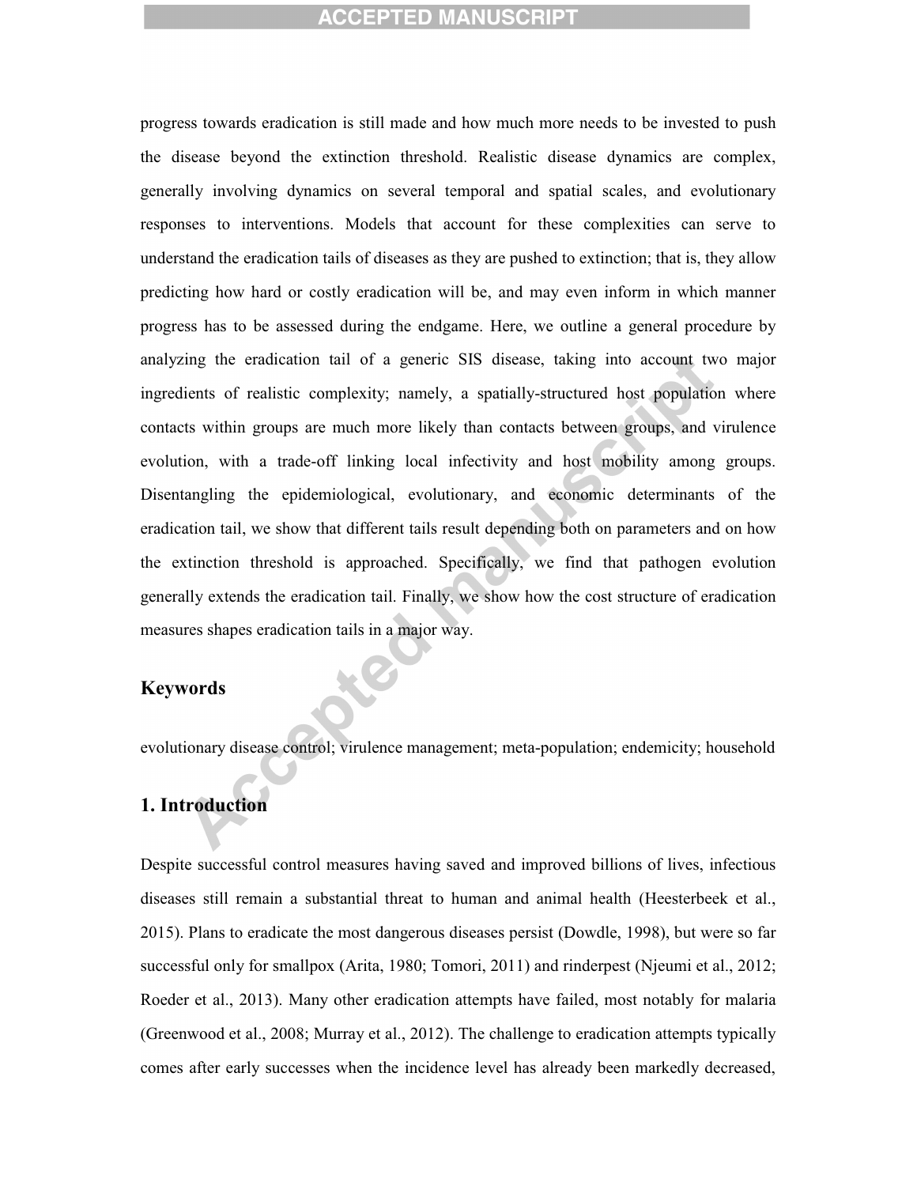progress towards eradication is still made and how much more needs to be invested to push the disease beyond the extinction threshold. Realistic disease dynamics are complex, generally involving dynamics on several temporal and spatial scales, and evolutionary responses to interventions. Models that account for these complexities can serve to understand the eradication tails of diseases as they are pushed to extinction; that is, they allow predicting how hard or costly eradication will be, and may even inform in which manner progress has to be assessed during the endgame. Here, we outline a general procedure by analyzing the eradication tail of a generic SIS disease, taking into account two major ingredients of realistic complexity; namely, a spatially-structured host population where contacts within groups are much more likely than contacts between groups, and virulence evolution, with a trade-off linking local infectivity and host mobility among groups. Disentangling the epidemiological, evolutionary, and economic determinants of the eradication tail, we show that different tails result depending both on parameters and on how the extinction threshold is approached. Specifically, we find that pathogen evolution generally extends the eradication tail. Finally, we show how the cost structure of eradication measures shapes eradication tails in a major way.

## Keywords

evolutionary disease control; virulence management; meta-population; endemicity; household

## 1. Introduction

Despite successful control measures having saved and improved billions of lives, infectious diseases still remain a substantial threat to human and animal health (Heesterbeek et al., 2015). Plans to eradicate the most dangerous diseases persist (Dowdle, 1998), but were so far successful only for smallpox (Arita, 1980; Tomori, 2011) and rinderpest (Njeumi et al., 2012; Roeder et al., 2013). Many other eradication attempts have failed, most notably for malaria (Greenwood et al., 2008; Murray et al., 2012). The challenge to eradication attempts typically comes after early successes when the incidence level has already been markedly decreased,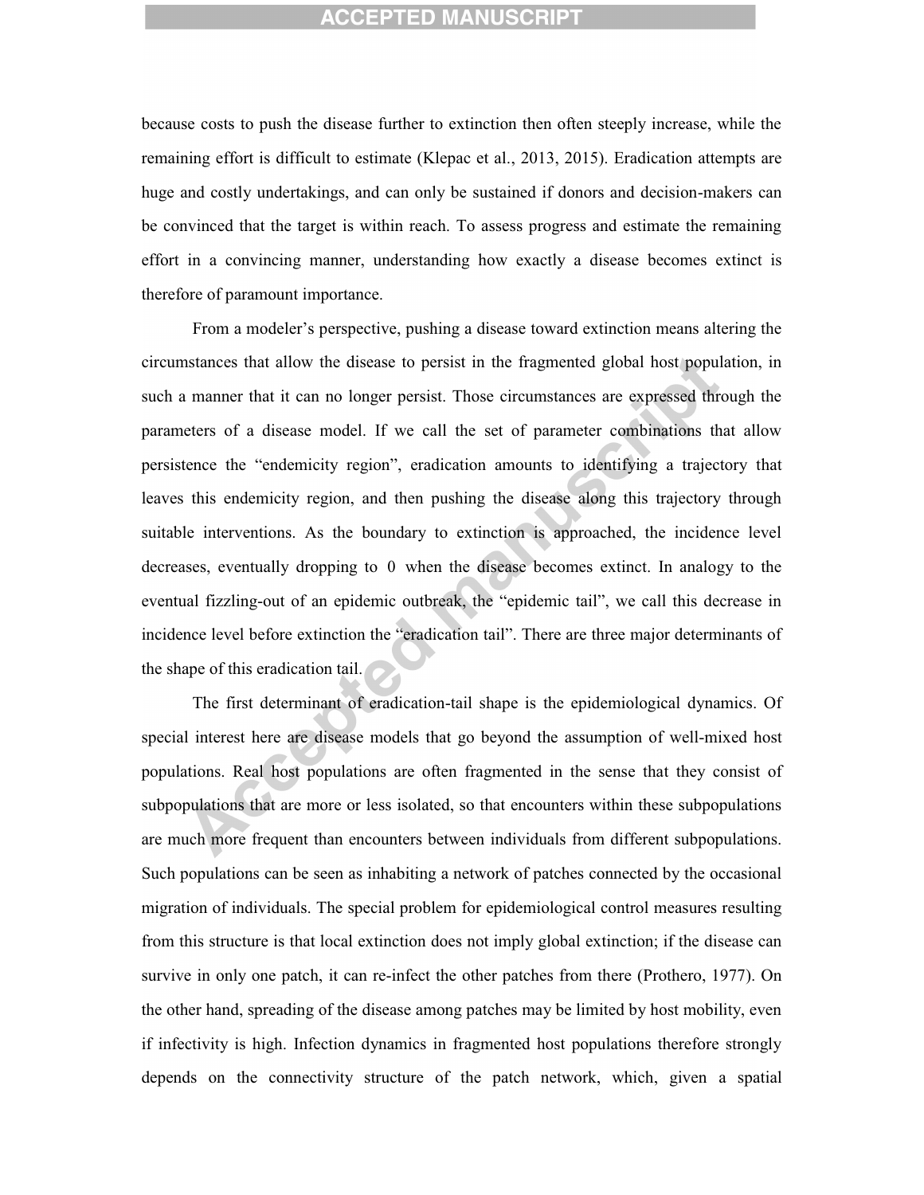because costs to push the disease further to extinction then often steeply increase, while the remaining effort is difficult to estimate (Klepac et al., 2013, 2015). Eradication attempts are huge and costly undertakings, and can only be sustained if donors and decision-makers can be convinced that the target is within reach. To assess progress and estimate the remaining effort in a convincing manner, understanding how exactly a disease becomes extinct is therefore of paramount importance.

From a modeler's perspective, pushing a disease toward extinction means altering the circumstances that allow the disease to persist in the fragmented global host population, in such a manner that it can no longer persist. Those circumstances are expressed through the parameters of a disease model. If we call the set of parameter combinations that allow persistence the "endemicity region", eradication amounts to identifying a trajectory that leaves this endemicity region, and then pushing the disease along this trajectory through suitable interventions. As the boundary to extinction is approached, the incidence level decreases, eventually dropping to $0$ when the disease becomes extinct. In analogy to the eventual fizzling-out of an epidemic outbreak, the "epidemic tail", we call this decrease in incidence level before extinction the "eradication tail". There are three major determinants of the shape of this eradication tail.

The first determinant of eradication-tail shape is the epidemiological dynamics. Of special interest here are disease models that go beyond the assumption of well-mixed host populations. Real host populations are often fragmented in the sense that they consist of subpopulations that are more or less isolated, so that encounters within these subpopulations are much more frequent than encounters between individuals from different subpopulations. Such populations can be seen as inhabiting a network of patches connected by the occasional migration of individuals. The special problem for epidemiological control measures resulting from this structure is that local extinction does not imply global extinction; if the disease can survive in only one patch, it can re-infect the other patches from there (Prothero, 1977). On the other hand, spreading of the disease among patches may be limited by host mobility, even if infectivity is high. Infection dynamics in fragmented host populations therefore strongly depends on the connectivity structure of the patch network, which, given a spatial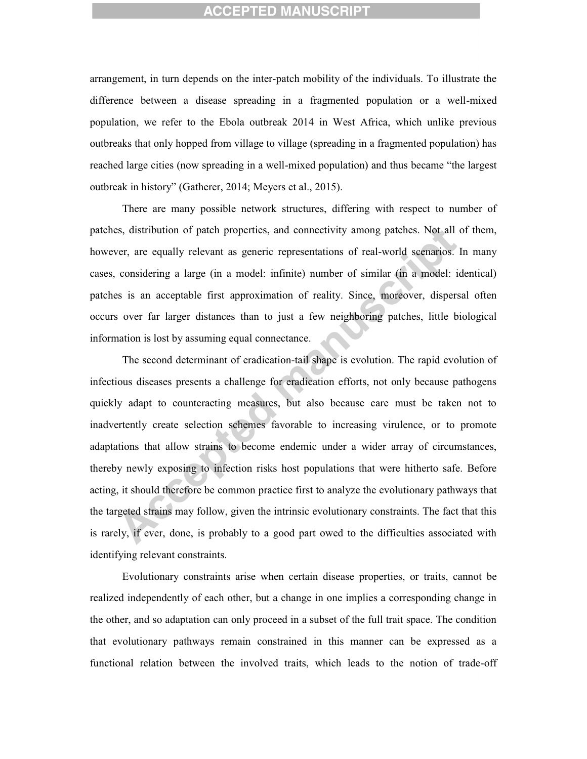arrangement, in turn depends on the inter-patch mobility of the individuals. To illustrate the difference between a disease spreading in a fragmented population or a well-mixed population, we refer to the Ebola outbreak 2014 in West Africa, which unlike previous outbreaks that only hopped from village to village (spreading in a fragmented population) has reached large cities (now spreading in a well-mixed population) and thus became "the largest outbreak in history" (Gatherer, 2014; Meyers et al., 2015).

There are many possible network structures, differing with respect to number of patches, distribution of patch properties, and connectivity among patches. Not all of them, however, are equally relevant as generic representations of real-world scenarios. In many cases, considering a large (in a model: infinite) number of similar (in a model: identical) patches is an acceptable first approximation of reality. Since, moreover, dispersal often occurs over far larger distances than to just a few neighboring patches, little biological information is lost by assuming equal connectance.

The second determinant of eradication-tail shape is evolution. The rapid evolution of infectious diseases presents a challenge for eradication efforts, not only because pathogens quickly adapt to counteracting measures, but also because care must be taken not to inadvertently create selection schemes favorable to increasing virulence, or to promote adaptations that allow strains to become endemic under a wider array of circumstances, thereby newly exposing to infection risks host populations that were hitherto safe. Before acting, it should therefore be common practice first to analyze the evolutionary pathways that the targeted strains may follow, given the intrinsic evolutionary constraints. The fact that this is rarely, if ever, done, is probably to a good part owed to the difficulties associated with identifying relevant constraints.

Evolutionary constraints arise when certain disease properties, or traits, cannot be realized independently of each other, but a change in one implies a corresponding change in the other, and so adaptation can only proceed in a subset of the full trait space. The condition that evolutionary pathways remain constrained in this manner can be expressed as a functional relation between the involved traits, which leads to the notion of trade-off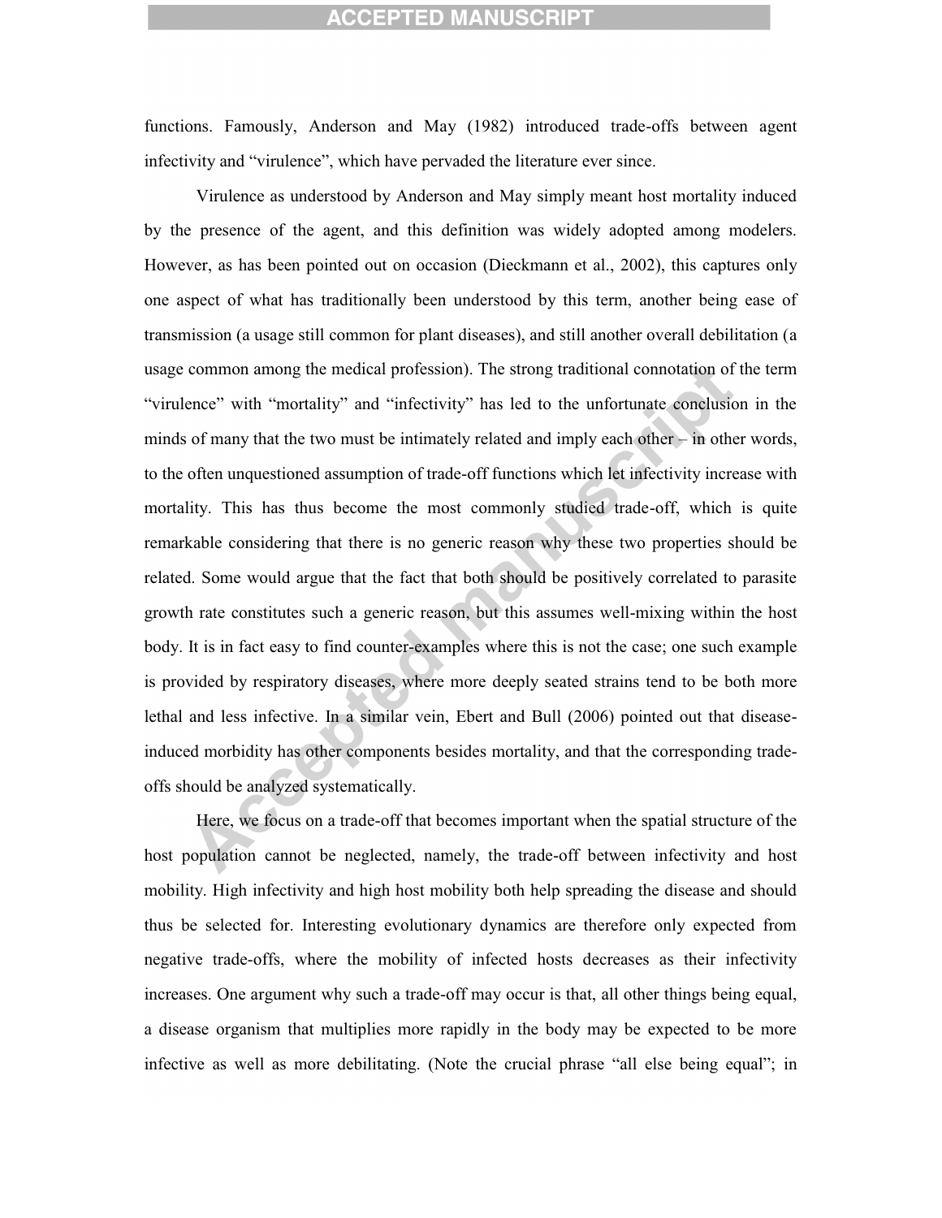functions. Famously, Anderson and May (1982) introduced trade-offs between agent infectivity and "virulence", which have pervaded the literature ever since.

Virulence as understood by Anderson and May simply meant host mortality induced by the presence of the agent, and this definition was widely adopted among modelers. However, as has been pointed out on occasion (Dieckmann et al., 2002), this captures only one aspect of what has traditionally been understood by this term, another being ease of transmission (a usage still common for plant diseases), and still another overall debilitation (a usage common among the medical profession). The strong traditional connotation of the term "virulence" with "mortality" and "infectivity" has led to the unfortunate conclusion in the minds of many that the two must be intimately related and imply each other – in other words, to the often unquestioned assumption of trade-off functions which let infectivity increase with mortality. This has thus become the most commonly studied trade-off, which is quite remarkable considering that there is no generic reason why these two properties should be related. Some would argue that the fact that both should be positively correlated to parasite growth rate constitutes such a generic reason, but this assumes well-mixing within the host body. It is in fact easy to find counter-examples where this is not the case; one such example is provided by respiratory diseases, where more deeply seated strains tend to be both more lethal and less infective. In a similar vein, Ebert and Bull (2006) pointed out that disease-induced morbidity has other components besides mortality, and that the corresponding trade-offs should be analyzed systematically.

Here, we focus on a trade-off that becomes important when the spatial structure of the host population cannot be neglected, namely, the trade-off between infectivity and host mobility. High infectivity and high host mobility both help spreading the disease and should thus be selected for. Interesting evolutionary dynamics are therefore only expected from negative trade-offs, where the mobility of infected hosts decreases as their infectivity increases. One argument why such a trade-off may occur is that, all other things being equal, a disease organism that multiplies more rapidly in the body may be expected to be more infective as well as more debilitating. (Note the crucial phrase "all else being equal"; in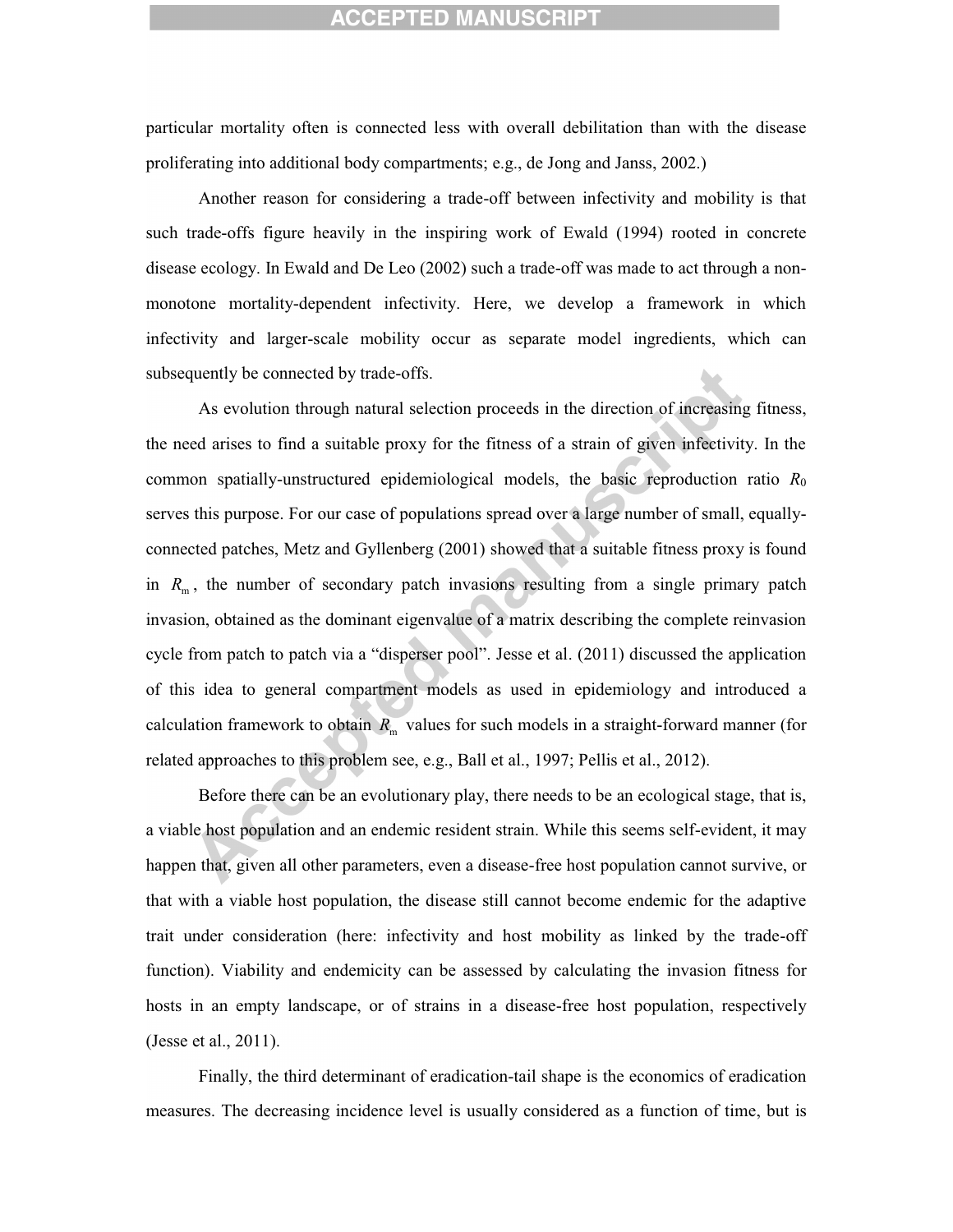particular mortality often is connected less with overall debilitation than with the disease proliferating into additional body compartments; e.g., de Jong and Janss, 2002.)

Another reason for considering a trade-off between infectivity and mobility is that such trade-offs figure heavily in the inspiring work of Ewald (1994) rooted in concrete disease ecology. In Ewald and De Leo (2002) such a trade-off was made to act through a non-monotone mortality-dependent infectivity. Here, we develop a framework in which infectivity and larger-scale mobility occur as separate model ingredients, which can subsequently be connected by trade-offs.

As evolution through natural selection proceeds in the direction of increasing fitness, the need arises to find a suitable proxy for the fitness of a strain of given infectivity. In the common spatially-unstructured epidemiological models, the basic reproduction ratio $R_0$ serves this purpose. For our case of populations spread over a large number of small, equally-connected patches, Metz and Gyllenberg (2001) showed that a suitable fitness proxy is found in $R_{\mathrm{m}}$, the number of secondary patch invasions resulting from a single primary patch invasion, obtained as the dominant eigenvalue of a matrix describing the complete reinvasion cycle from patch to patch via a "disperser pool". Jesse et al. (2011) discussed the application of this idea to general compartment models as used in epidemiology and introduced a calculation framework to obtain $R_{\mathrm{m}}$ values for such models in a straight-forward manner (for related approaches to this problem see, e.g., Ball et al., 1997; Pellis et al., 2012).

Before there can be an evolutionary play, there needs to be an ecological stage, that is, a viable host population and an endemic resident strain. While this seems self-evident, it may happen that, given all other parameters, even a disease-free host population cannot survive, or that with a viable host population, the disease still cannot become endemic for the adaptive trait under consideration (here: infectivity and host mobility as linked by the trade-off function). Viability and endemicity can be assessed by calculating the invasion fitness for hosts in an empty landscape, or of strains in a disease-free host population, respectively (Jesse et al., 2011).

Finally, the third determinant of eradication-tail shape is the economics of eradication measures. The decreasing incidence level is usually considered as a function of time, but is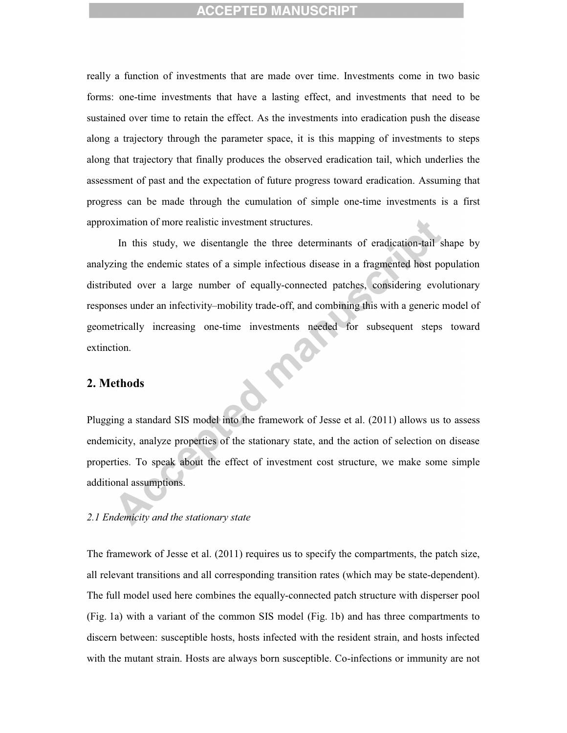really a function of investments that are made over time. Investments come in two basic forms: one-time investments that have a lasting effect, and investments that need to be sustained over time to retain the effect. As the investments into eradication push the disease along a trajectory through the parameter space, it is this mapping of investments to steps along that trajectory that finally produces the observed eradication tail, which underlies the assessment of past and the expectation of future progress toward eradication. Assuming that progress can be made through the cumulation of simple one-time investments is a first approximation of more realistic investment structures.

In this study, we disentangle the three determinants of eradication-tail shape by analyzing the endemic states of a simple infectious disease in a fragmented host population distributed over a large number of equally-connected patches, considering evolutionary responses under an infectivity–mobility trade-off, and combining this with a generic model of geometrically increasing one-time investments needed for subsequent steps toward extinction.

## 2. Methods

Plugging a standard SIS model into the framework of Jesse et al. (2011) allows us to assess endemicity, analyze properties of the stationary state, and the action of selection on disease properties. To speak about the effect of investment cost structure, we make some simple additional assumptions.

### *2.1 Endemicity and the stationary state*

The framework of Jesse et al. (2011) requires us to specify the compartments, the patch size, all relevant transitions and all corresponding transition rates (which may be state-dependent). The full model used here combines the equally-connected patch structure with disperser pool (Fig. 1a) with a variant of the common SIS model (Fig. 1b) and has three compartments to discern between: susceptible hosts, hosts infected with the resident strain, and hosts infected with the mutant strain. Hosts are always born susceptible. Co-infections or immunity are not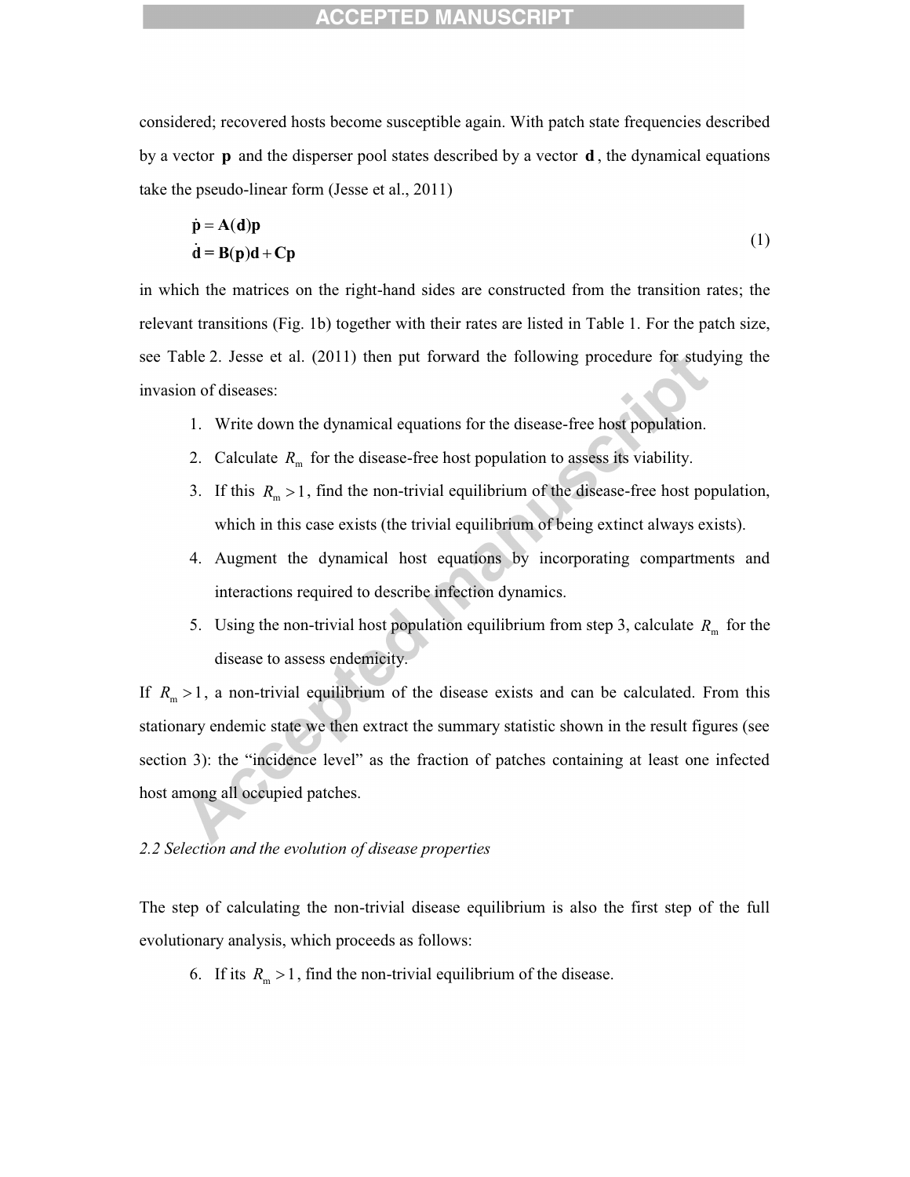considered; recovered hosts become susceptible again. With patch state frequencies described by a vector $\mathbf{p}$ and the disperser pool states described by a vector $\mathbf{d}$, the dynamical equations take the pseudo-linear form (Jesse et al., 2011)

$$
\begin{aligned}
\dot{\mathbf{p}} &= \mathbf{A}(\mathbf{d})\mathbf{p} \\
\dot{\mathbf{d}} &= \mathbf{B}(\mathbf{p})\mathbf{d} + \mathbf{C}\mathbf{p}
\end{aligned}
\tag{1}
$$

in which the matrices on the right-hand sides are constructed from the transition rates; the relevant transitions (Fig. 1b) together with their rates are listed in Table 1. For the patch size, see Table 2. Jesse et al. (2011) then put forward the following procedure for studying the invasion of diseases:

1. Write down the dynamical equations for the disease-free host population.
2. Calculate $R_{\mathrm{m}}$ for the disease-free host population to assess its viability.
3. If this $R_{\mathrm{m}} > 1$, find the non-trivial equilibrium of the disease-free host population, which in this case exists (the trivial equilibrium of being extinct always exists).
4. Augment the dynamical host equations by incorporating compartments and interactions required to describe infection dynamics.
5. Using the non-trivial host population equilibrium from step 3, calculate $R_{\mathrm{m}}$ for the disease to assess endemicity.

If $R_{\mathrm{m}} > 1$, a non-trivial equilibrium of the disease exists and can be calculated. From this stationary endemic state we then extract the summary statistic shown in the result figures (see section 3): the "incidence level" as the fraction of patches containing at least one infected host among all occupied patches.

*2.2 Selection and the evolution of disease properties*

The step of calculating the non-trivial disease equilibrium is also the first step of the full evolutionary analysis, which proceeds as follows:

6. If its $R_{\mathrm{m}} > 1$, find the non-trivial equilibrium of the disease.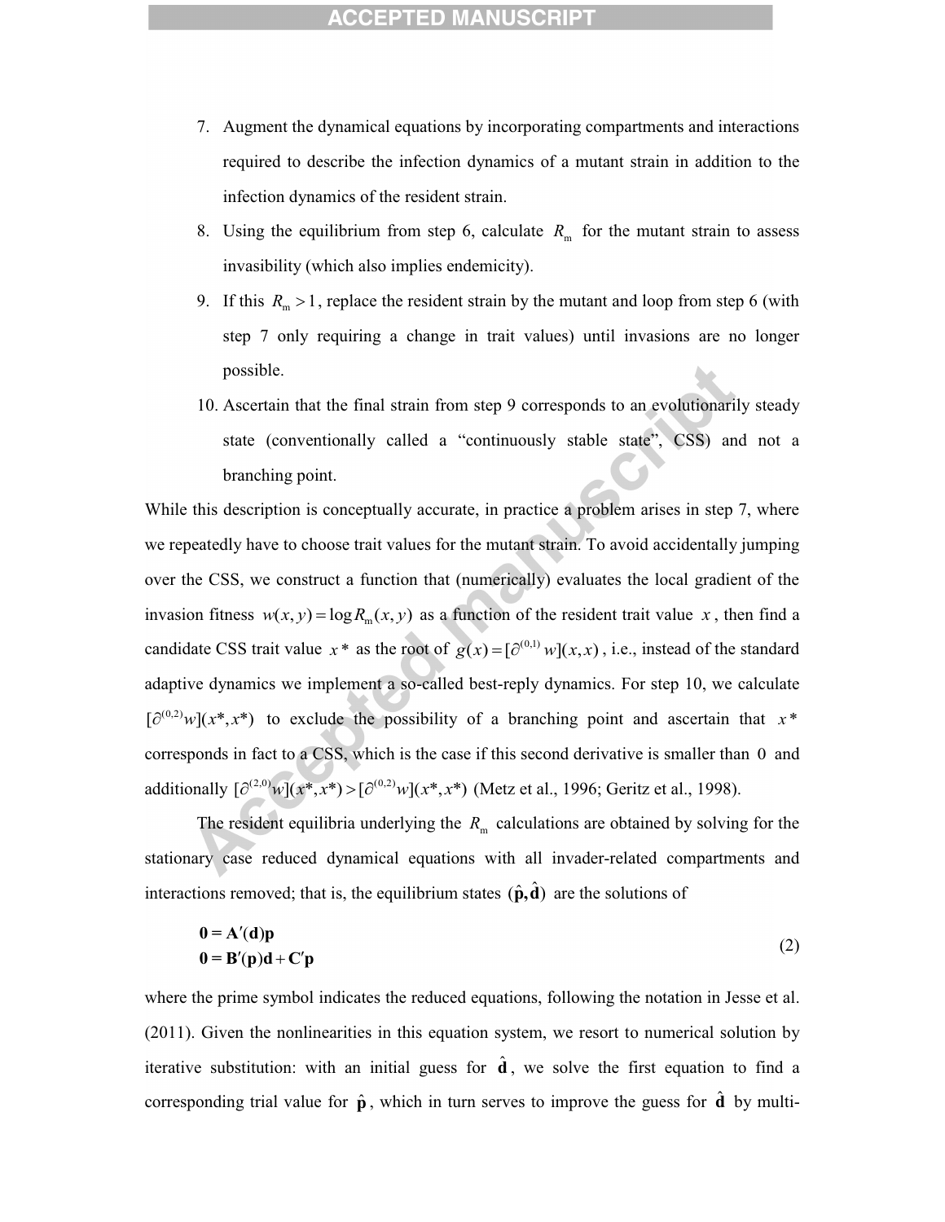7. Augment the dynamical equations by incorporating compartments and interactions required to describe the infection dynamics of a mutant strain in addition to the infection dynamics of the resident strain.
8. Using the equilibrium from step 6, calculate $R_{\mathrm{m}}$ for the mutant strain to assess invasibility (which also implies endemicity).
9. If this $R_{\mathrm{m}} > 1$, replace the resident strain by the mutant and loop from step 6 (with step 7 only requiring a change in trait values) until invasions are no longer possible.
10. Ascertain that the final strain from step 9 corresponds to an evolutionarily steady state (conventionally called a "continuously stable state", CSS) and not a branching point.

While this description is conceptually accurate, in practice a problem arises in step 7, where we repeatedly have to choose trait values for the mutant strain. To avoid accidentally jumping over the CSS, we construct a function that (numerically) evaluates the local gradient of the invasion fitness $w(x, y) = \log R_{\mathrm{m}}(x, y)$ as a function of the resident trait value $x$, then find a candidate CSS trait value $x^*$ as the root of $g(x) = [\partial^{(0,1)} w](x, x)$, i.e., instead of the standard adaptive dynamics we implement a so-called best-reply dynamics. For step 10, we calculate $[\partial^{(0,2)} w](x^*, x^*)$ to exclude the possibility of a branching point and ascertain that $x^*$ corresponds in fact to a CSS, which is the case if this second derivative is smaller than 0 and additionally $[\partial^{(2,0)} w](x^*, x^*) > [\partial^{(0,2)} w](x^*, x^*)$ (Metz et al., 1996; Geritz et al., 1998).

The resident equilibria underlying the $R_{\mathrm{m}}$ calculations are obtained by solving for the stationary case reduced dynamical equations with all invader-related compartments and interactions removed; that is, the equilibrium states $(\hat{\mathbf{p}}, \hat{\mathbf{d}})$ are the solutions of

$$
\begin{aligned}
\mathbf{0} &= \mathbf{A}'(\mathbf{d})\mathbf{p} \\
\mathbf{0} &= \mathbf{B}'(\mathbf{p})\mathbf{d} + \mathbf{C}'\mathbf{p}
\end{aligned}
\tag{2}
$$

where the prime symbol indicates the reduced equations, following the notation in Jesse et al. (2011). Given the nonlinearities in this equation system, we resort to numerical solution by iterative substitution: with an initial guess for $\hat{\mathbf{d}}$, we solve the first equation to find a corresponding trial value for $\hat{\mathbf{p}}$, which in turn serves to improve the guess for $\hat{\mathbf{d}}$ by multi-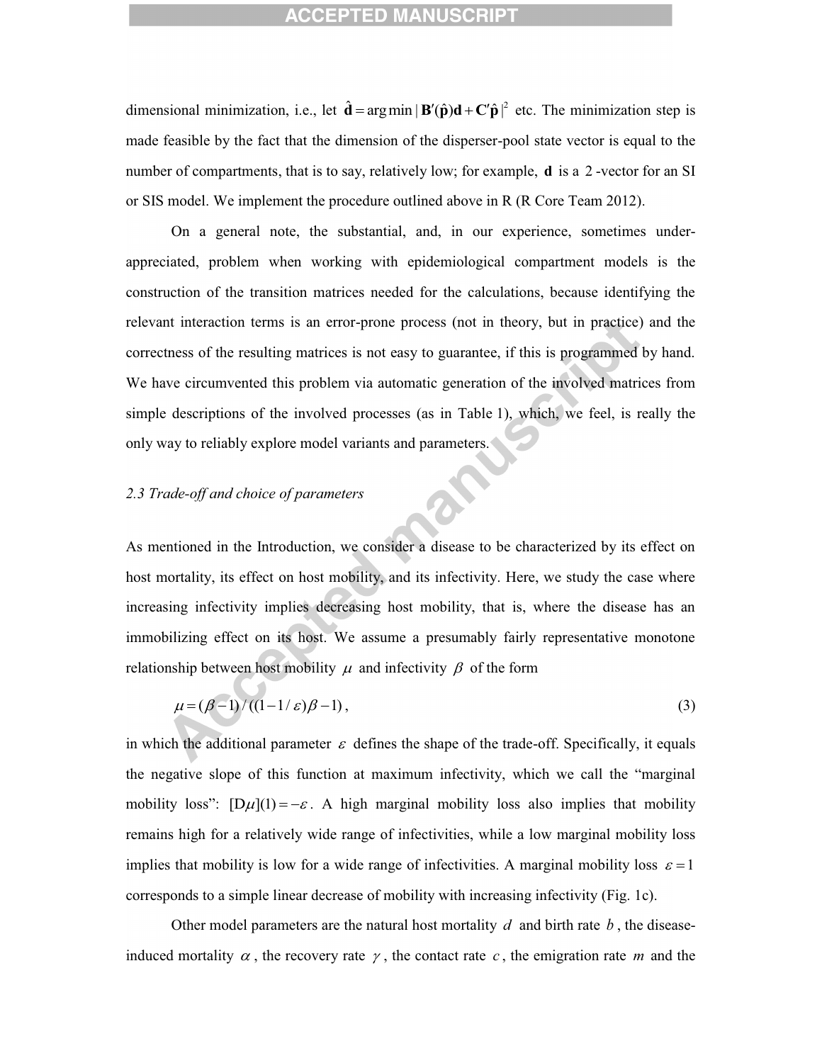dimensional minimization, i.e., let $\hat{\mathbf{d}} = \arg\min |\mathbf{B}'(\hat{\mathbf{p}})\mathbf{d} + \mathbf{C}'\hat{\mathbf{p}}|^2$ etc. The minimization step is made feasible by the fact that the dimension of the disperser-pool state vector is equal to the number of compartments, that is to say, relatively low; for example, $\mathbf{d}$ is a 2-vector for an SI or SIS model. We implement the procedure outlined above in R (R Core Team 2012).

On a general note, the substantial, and, in our experience, sometimes under-appreciated, problem when working with epidemiological compartment models is the construction of the transition matrices needed for the calculations, because identifying the relevant interaction terms is an error-prone process (not in theory, but in practice) and the correctness of the resulting matrices is not easy to guarantee, if this is programmed by hand. We have circumvented this problem via automatic generation of the involved matrices from simple descriptions of the involved processes (as in Table 1), which, we feel, is really the only way to reliably explore model variants and parameters.

*2.3 Trade-off and choice of parameters*

As mentioned in the Introduction, we consider a disease to be characterized by its effect on host mortality, its effect on host mobility, and its infectivity. Here, we study the case where increasing infectivity implies decreasing host mobility, that is, where the disease has an immobilizing effect on its host. We assume a presumably fairly representative monotone relationship between host mobility $\mu$ and infectivity $\beta$ of the form

$$\mu = (\beta - 1)/((1 - 1/\varepsilon)\beta - 1), \tag{3}$$

in which the additional parameter $\varepsilon$ defines the shape of the trade-off. Specifically, it equals the negative slope of this function at maximum infectivity, which we call the "marginal mobility loss": $[\mathrm{D}\mu](1) = -\varepsilon$. A high marginal mobility loss also implies that mobility remains high for a relatively wide range of infectivities, while a low marginal mobility loss implies that mobility is low for a wide range of infectivities. A marginal mobility loss $\varepsilon = 1$ corresponds to a simple linear decrease of mobility with increasing infectivity (Fig. 1c).

Other model parameters are the natural host mortality $d$ and birth rate $b$, the disease-induced mortality $\alpha$, the recovery rate $\gamma$, the contact rate $c$, the emigration rate $m$ and the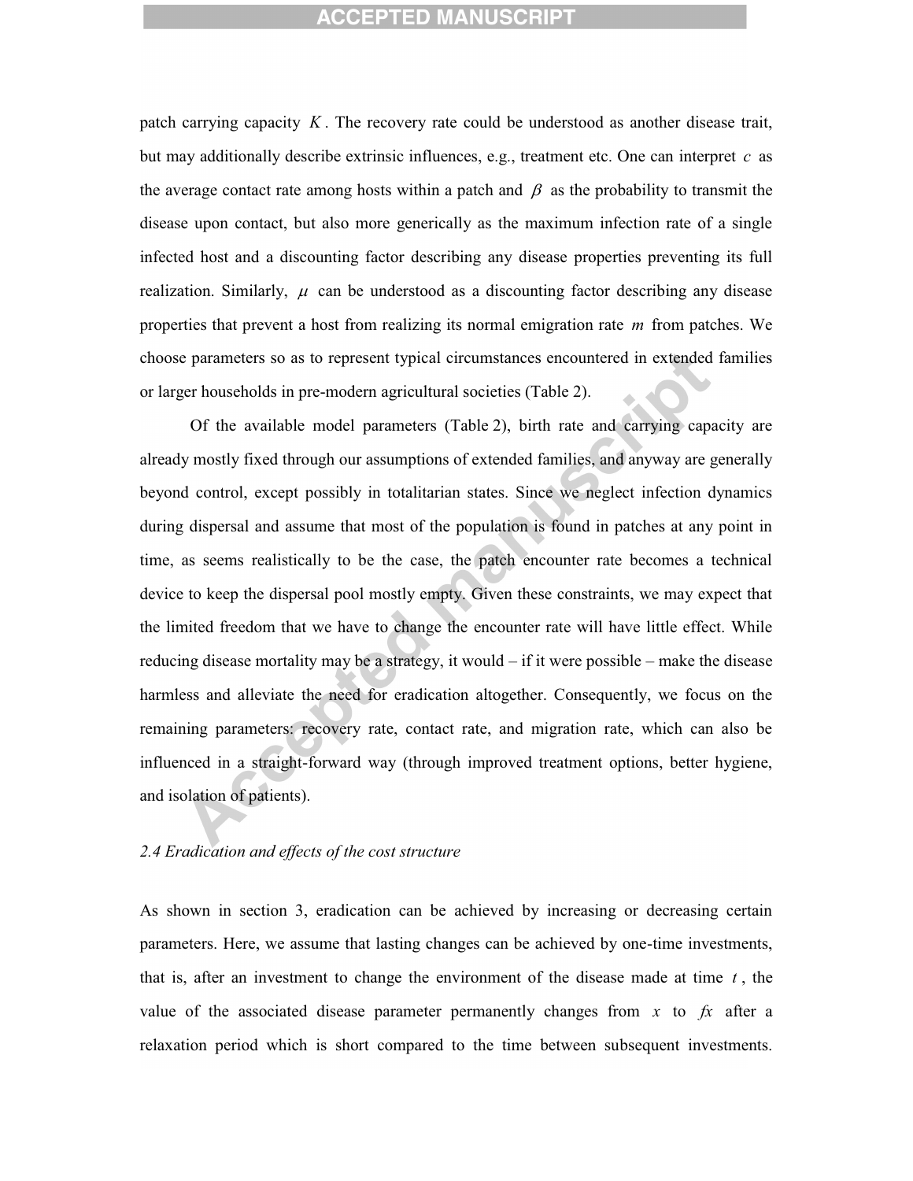patch carrying capacity $K$. The recovery rate could be understood as another disease trait, but may additionally describe extrinsic influences, e.g., treatment etc. One can interpret $c$ as the average contact rate among hosts within a patch and $\beta$ as the probability to transmit the disease upon contact, but also more generically as the maximum infection rate of a single infected host and a discounting factor describing any disease properties preventing its full realization. Similarly, $\mu$ can be understood as a discounting factor describing any disease properties that prevent a host from realizing its normal emigration rate $m$ from patches. We choose parameters so as to represent typical circumstances encountered in extended families or larger households in pre-modern agricultural societies (Table 2).

Of the available model parameters (Table 2), birth rate and carrying capacity are already mostly fixed through our assumptions of extended families, and anyway are generally beyond control, except possibly in totalitarian states. Since we neglect infection dynamics during dispersal and assume that most of the population is found in patches at any point in time, as seems realistically to be the case, the patch encounter rate becomes a technical device to keep the dispersal pool mostly empty. Given these constraints, we may expect that the limited freedom that we have to change the encounter rate will have little effect. While reducing disease mortality may be a strategy, it would – if it were possible – make the disease harmless and alleviate the need for eradication altogether. Consequently, we focus on the remaining parameters: recovery rate, contact rate, and migration rate, which can also be influenced in a straight-forward way (through improved treatment options, better hygiene, and isolation of patients).

### *2.4 Eradication and effects of the cost structure*

As shown in section 3, eradication can be achieved by increasing or decreasing certain parameters. Here, we assume that lasting changes can be achieved by one-time investments, that is, after an investment to change the environment of the disease made at time $t$, the value of the associated disease parameter permanently changes from $x$ to $fx$ after a relaxation period which is short compared to the time between subsequent investments.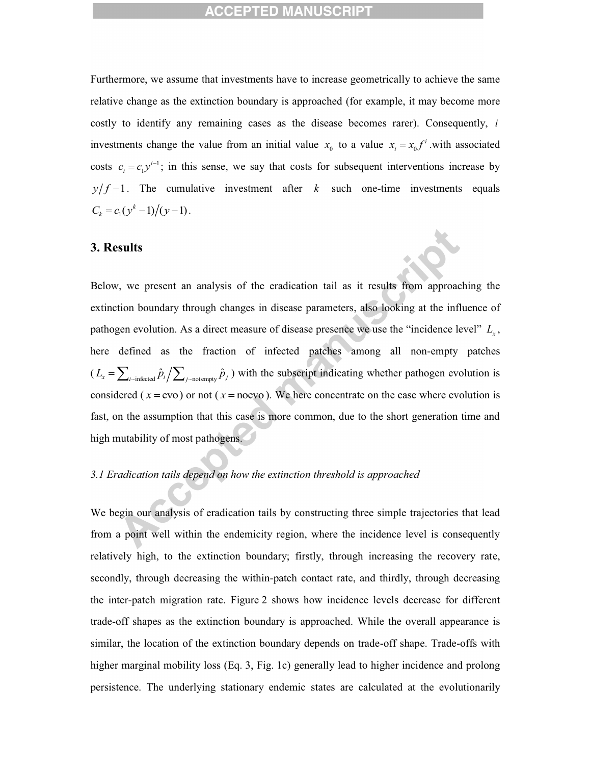Furthermore, we assume that investments have to increase geometrically to achieve the same relative change as the extinction boundary is approached (for example, it may become more costly to identify any remaining cases as the disease becomes rarer). Consequently, $i$ investments change the value from an initial value $x_0$ to a value $x_i = x_0 f^i$ .with associated costs $c_i = c_1 y^{i-1}$; in this sense, we say that costs for subsequent interventions increase by $y/f - 1$. The cumulative investment after $k$ such one-time investments equals $C_k = c_1(y^k - 1)/(y-1)$.

## 3. Results

Below, we present an analysis of the eradication tail as it results from approaching the extinction boundary through changes in disease parameters, also looking at the influence of pathogen evolution. As a direct measure of disease presence we use the "incidence level" $L_x$, here defined as the fraction of infected patches among all non-empty patches ($L_x = \sum_{i \sim \text{infected}} \hat{p}_i \big/ \sum_{j \sim \text{not empty}} \hat{p}_j$) with the subscript indicating whether pathogen evolution is considered ($x = \text{evo}$) or not ($x = \text{noevo}$). We here concentrate on the case where evolution is fast, on the assumption that this case is more common, due to the short generation time and high mutability of most pathogens.

### *3.1 Eradication tails depend on how the extinction threshold is approached*

We begin our analysis of eradication tails by constructing three simple trajectories that lead from a point well within the endemicity region, where the incidence level is consequently relatively high, to the extinction boundary; firstly, through increasing the recovery rate, secondly, through decreasing the within-patch contact rate, and thirdly, through decreasing the inter-patch migration rate. Figure 2 shows how incidence levels decrease for different trade-off shapes as the extinction boundary is approached. While the overall appearance is similar, the location of the extinction boundary depends on trade-off shape. Trade-offs with higher marginal mobility loss (Eq. 3, Fig. 1c) generally lead to higher incidence and prolong persistence. The underlying stationary endemic states are calculated at the evolutionarily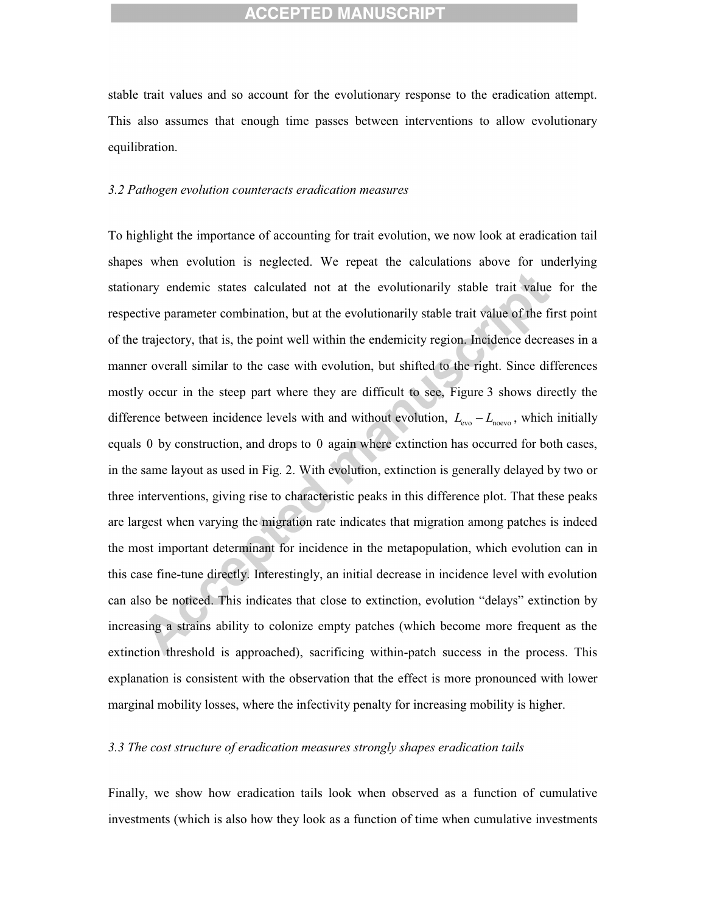stable trait values and so account for the evolutionary response to the eradication attempt. This also assumes that enough time passes between interventions to allow evolutionary equilibration.

*3.2 Pathogen evolution counteracts eradication measures*

To highlight the importance of accounting for trait evolution, we now look at eradication tail shapes when evolution is neglected. We repeat the calculations above for underlying stationary endemic states calculated not at the evolutionarily stable trait value for the respective parameter combination, but at the evolutionarily stable trait value of the first point of the trajectory, that is, the point well within the endemicity region. Incidence decreases in a manner overall similar to the case with evolution, but shifted to the right. Since differences mostly occur in the steep part where they are difficult to see, Figure 3 shows directly the difference between incidence levels with and without evolution, $L_{\text{evo}} - L_{\text{noevo}}$, which initially equals $0$ by construction, and drops to $0$ again where extinction has occurred for both cases, in the same layout as used in Fig. 2. With evolution, extinction is generally delayed by two or three interventions, giving rise to characteristic peaks in this difference plot. That these peaks are largest when varying the migration rate indicates that migration among patches is indeed the most important determinant for incidence in the metapopulation, which evolution can in this case fine-tune directly. Interestingly, an initial decrease in incidence level with evolution can also be noticed. This indicates that close to extinction, evolution "delays" extinction by increasing a strains ability to colonize empty patches (which become more frequent as the extinction threshold is approached), sacrificing within-patch success in the process. This explanation is consistent with the observation that the effect is more pronounced with lower marginal mobility losses, where the infectivity penalty for increasing mobility is higher.

*3.3 The cost structure of eradication measures strongly shapes eradication tails*

Finally, we show how eradication tails look when observed as a function of cumulative investments (which is also how they look as a function of time when cumulative investments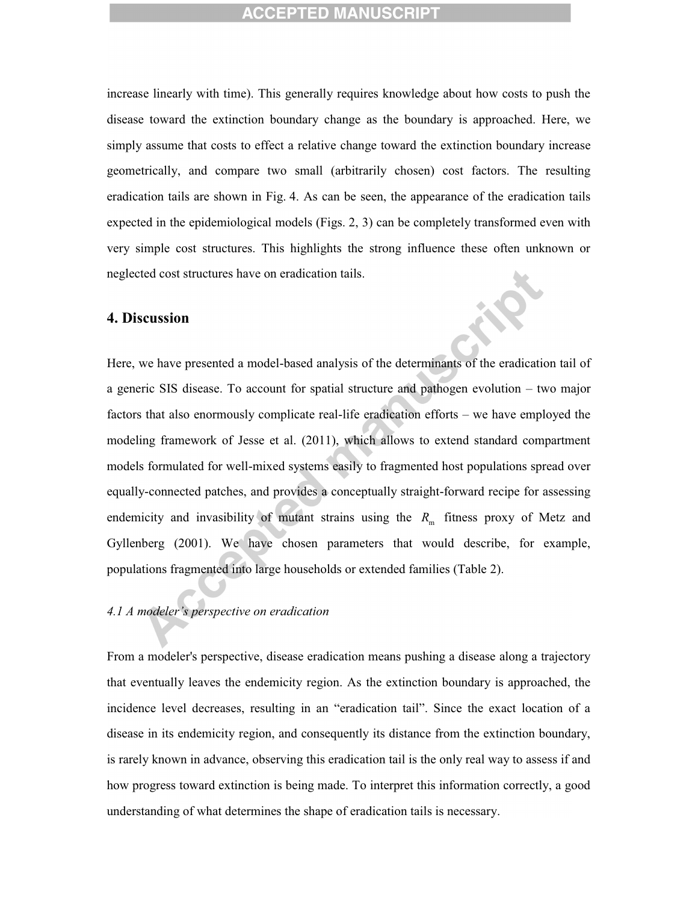increase linearly with time). This generally requires knowledge about how costs to push the disease toward the extinction boundary change as the boundary is approached. Here, we simply assume that costs to effect a relative change toward the extinction boundary increase geometrically, and compare two small (arbitrarily chosen) cost factors. The resulting eradication tails are shown in Fig. 4. As can be seen, the appearance of the eradication tails expected in the epidemiological models (Figs. 2, 3) can be completely transformed even with very simple cost structures. This highlights the strong influence these often unknown or neglected cost structures have on eradication tails.

## 4. Discussion

Here, we have presented a model-based analysis of the determinants of the eradication tail of a generic SIS disease. To account for spatial structure and pathogen evolution – two major factors that also enormously complicate real-life eradication efforts – we have employed the modeling framework of Jesse et al. (2011), which allows to extend standard compartment models formulated for well-mixed systems easily to fragmented host populations spread over equally-connected patches, and provides a conceptually straight-forward recipe for assessing endemicity and invasibility of mutant strains using the $R_{\mathrm{m}}$ fitness proxy of Metz and Gyllenberg (2001). We have chosen parameters that would describe, for example, populations fragmented into large households or extended families (Table 2).

### *4.1 A modeler's perspective on eradication*

From a modeler's perspective, disease eradication means pushing a disease along a trajectory that eventually leaves the endemicity region. As the extinction boundary is approached, the incidence level decreases, resulting in an "eradication tail". Since the exact location of a disease in its endemicity region, and consequently its distance from the extinction boundary, is rarely known in advance, observing this eradication tail is the only real way to assess if and how progress toward extinction is being made. To interpret this information correctly, a good understanding of what determines the shape of eradication tails is necessary.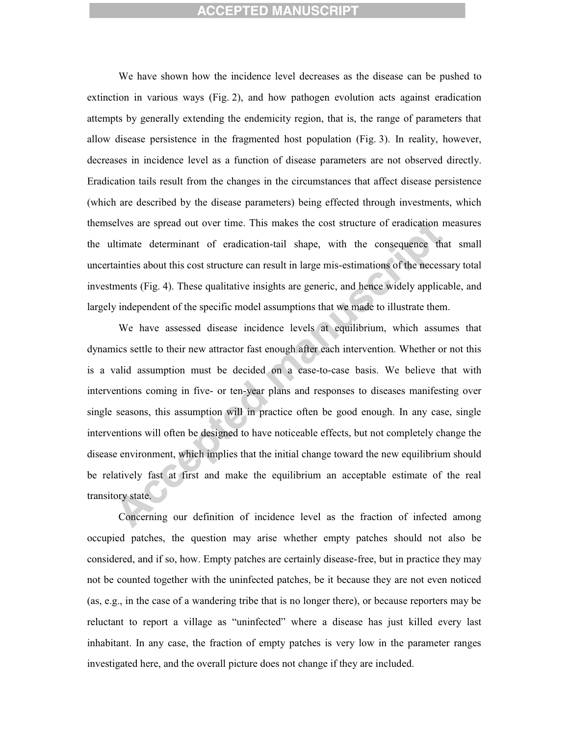We have shown how the incidence level decreases as the disease can be pushed to extinction in various ways (Fig. 2), and how pathogen evolution acts against eradication attempts by generally extending the endemicity region, that is, the range of parameters that allow disease persistence in the fragmented host population (Fig. 3). In reality, however, decreases in incidence level as a function of disease parameters are not observed directly. Eradication tails result from the changes in the circumstances that affect disease persistence (which are described by the disease parameters) being effected through investments, which themselves are spread out over time. This makes the cost structure of eradication measures the ultimate determinant of eradication-tail shape, with the consequence that small uncertainties about this cost structure can result in large mis-estimations of the necessary total investments (Fig. 4). These qualitative insights are generic, and hence widely applicable, and largely independent of the specific model assumptions that we made to illustrate them.

We have assessed disease incidence levels at equilibrium, which assumes that dynamics settle to their new attractor fast enough after each intervention. Whether or not this is a valid assumption must be decided on a case-to-case basis. We believe that with interventions coming in five- or ten-year plans and responses to diseases manifesting over single seasons, this assumption will in practice often be good enough. In any case, single interventions will often be designed to have noticeable effects, but not completely change the disease environment, which implies that the initial change toward the new equilibrium should be relatively fast at first and make the equilibrium an acceptable estimate of the real transitory state.

Concerning our definition of incidence level as the fraction of infected among occupied patches, the question may arise whether empty patches should not also be considered, and if so, how. Empty patches are certainly disease-free, but in practice they may not be counted together with the uninfected patches, be it because they are not even noticed (as, e.g., in the case of a wandering tribe that is no longer there), or because reporters may be reluctant to report a village as "uninfected" where a disease has just killed every last inhabitant. In any case, the fraction of empty patches is very low in the parameter ranges investigated here, and the overall picture does not change if they are included.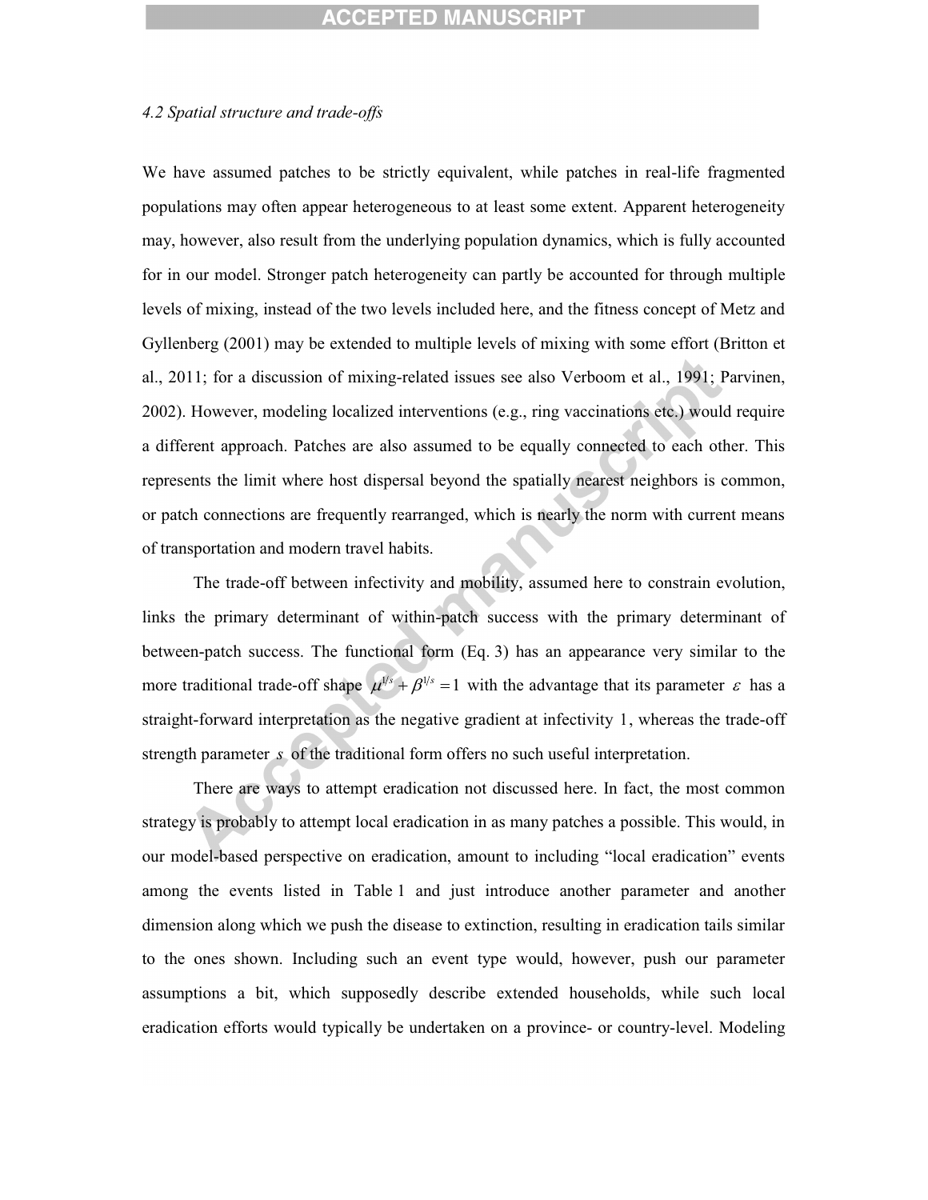*4.2 Spatial structure and trade-offs*

We have assumed patches to be strictly equivalent, while patches in real-life fragmented populations may often appear heterogeneous to at least some extent. Apparent heterogeneity may, however, also result from the underlying population dynamics, which is fully accounted for in our model. Stronger patch heterogeneity can partly be accounted for through multiple levels of mixing, instead of the two levels included here, and the fitness concept of Metz and Gyllenberg (2001) may be extended to multiple levels of mixing with some effort (Britton et al., 2011; for a discussion of mixing-related issues see also Verboom et al., 1991; Parvinen, 2002). However, modeling localized interventions (e.g., ring vaccinations etc.) would require a different approach. Patches are also assumed to be equally connected to each other. This represents the limit where host dispersal beyond the spatially nearest neighbors is common, or patch connections are frequently rearranged, which is nearly the norm with current means of transportation and modern travel habits.

The trade-off between infectivity and mobility, assumed here to constrain evolution, links the primary determinant of within-patch success with the primary determinant of between-patch success. The functional form (Eq. 3) has an appearance very similar to the more traditional trade-off shape $\mu^{1/s} + \beta^{1/s} = 1$ with the advantage that its parameter $\varepsilon$ has a straight-forward interpretation as the negative gradient at infectivity 1, whereas the trade-off strength parameter $s$ of the traditional form offers no such useful interpretation.

There are ways to attempt eradication not discussed here. In fact, the most common strategy is probably to attempt local eradication in as many patches a possible. This would, in our model-based perspective on eradication, amount to including "local eradication" events among the events listed in Table 1 and just introduce another parameter and another dimension along which we push the disease to extinction, resulting in eradication tails similar to the ones shown. Including such an event type would, however, push our parameter assumptions a bit, which supposedly describe extended households, while such local eradication efforts would typically be undertaken on a province- or country-level. Modeling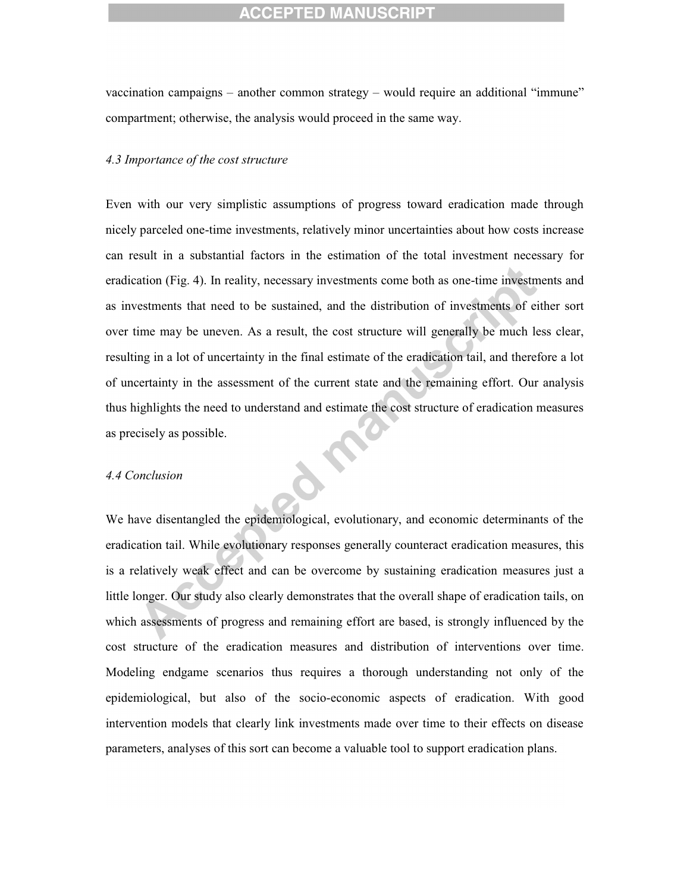vaccination campaigns – another common strategy – would require an additional "immune" compartment; otherwise, the analysis would proceed in the same way.

*4.3 Importance of the cost structure*

Even with our very simplistic assumptions of progress toward eradication made through nicely parceled one-time investments, relatively minor uncertainties about how costs increase can result in a substantial factors in the estimation of the total investment necessary for eradication (Fig. 4). In reality, necessary investments come both as one-time investments and as investments that need to be sustained, and the distribution of investments of either sort over time may be uneven. As a result, the cost structure will generally be much less clear, resulting in a lot of uncertainty in the final estimate of the eradication tail, and therefore a lot of uncertainty in the assessment of the current state and the remaining effort. Our analysis thus highlights the need to understand and estimate the cost structure of eradication measures as precisely as possible.

*4.4 Conclusion*

We have disentangled the epidemiological, evolutionary, and economic determinants of the eradication tail. While evolutionary responses generally counteract eradication measures, this is a relatively weak effect and can be overcome by sustaining eradication measures just a little longer. Our study also clearly demonstrates that the overall shape of eradication tails, on which assessments of progress and remaining effort are based, is strongly influenced by the cost structure of the eradication measures and distribution of interventions over time. Modeling endgame scenarios thus requires a thorough understanding not only of the epidemiological, but also of the socio-economic aspects of eradication. With good intervention models that clearly link investments made over time to their effects on disease parameters, analyses of this sort can become a valuable tool to support eradication plans.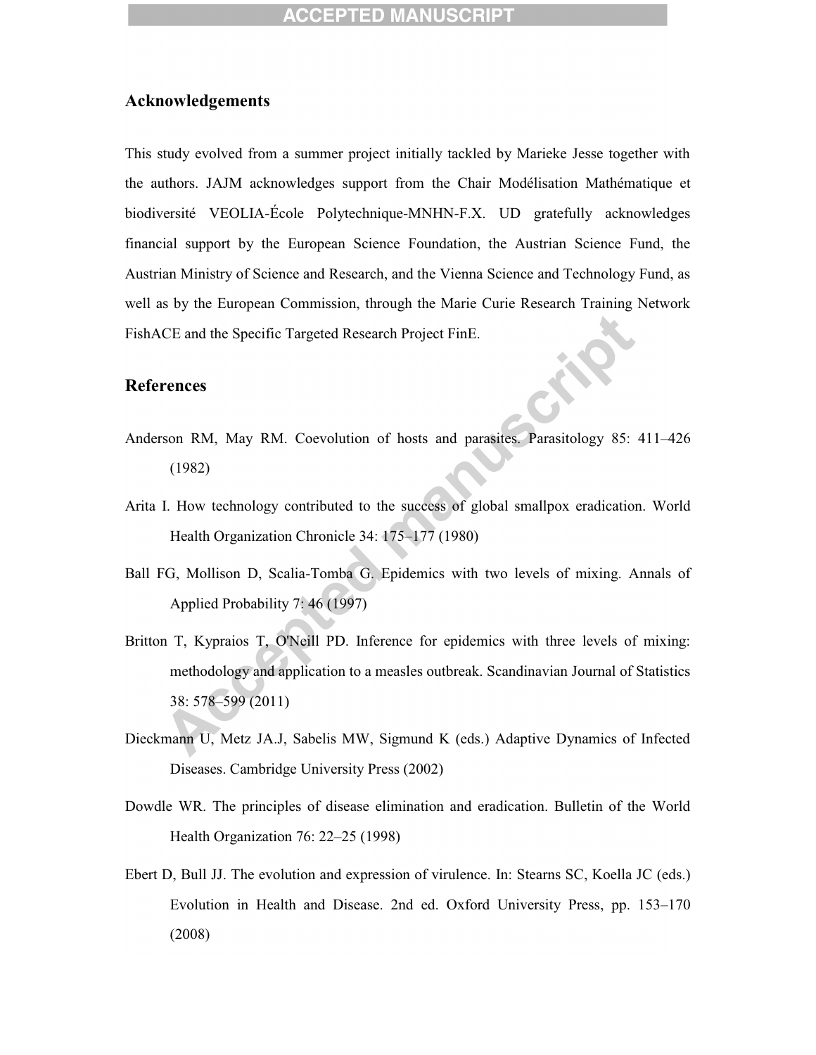## Acknowledgements

This study evolved from a summer project initially tackled by Marieke Jesse together with the authors. JAJM acknowledges support from the Chair Modélisation Mathématique et biodiversité VEOLIA-École Polytechnique-MNHN-F.X. UD gratefully acknowledges financial support by the European Science Foundation, the Austrian Science Fund, the Austrian Ministry of Science and Research, and the Vienna Science and Technology Fund, as well as by the European Commission, through the Marie Curie Research Training Network FishACE and the Specific Targeted Research Project FinE.

## References

Anderson RM, May RM. Coevolution of hosts and parasites. Parasitology 85: 411–426 (1982)

Arita I. How technology contributed to the success of global smallpox eradication. World Health Organization Chronicle 34: 175–177 (1980)

Ball FG, Mollison D, Scalia-Tomba G. Epidemics with two levels of mixing. Annals of Applied Probability 7: 46 (1997)

Britton T, Kypraios T, O'Neill PD. Inference for epidemics with three levels of mixing: methodology and application to a measles outbreak. Scandinavian Journal of Statistics 38: 578–599 (2011)

Dieckmann U, Metz JA.J, Sabelis MW, Sigmund K (eds.) Adaptive Dynamics of Infected Diseases. Cambridge University Press (2002)

Dowdle WR. The principles of disease elimination and eradication. Bulletin of the World Health Organization 76: 22–25 (1998)

Ebert D, Bull JJ. The evolution and expression of virulence. In: Stearns SC, Koella JC (eds.) Evolution in Health and Disease. 2nd ed. Oxford University Press, pp. 153–170 (2008)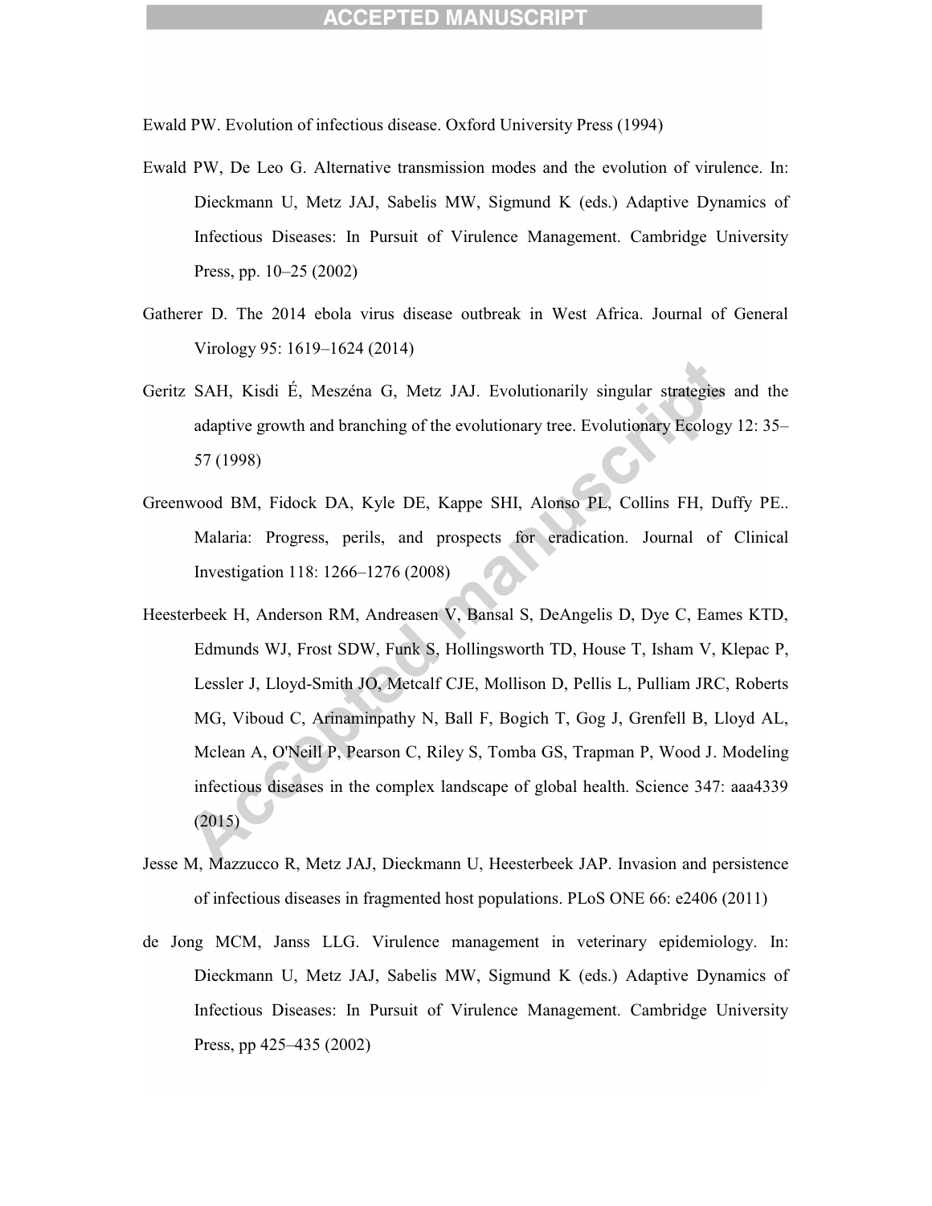Ewald PW. Evolution of infectious disease. Oxford University Press (1994)

Ewald PW, De Leo G. Alternative transmission modes and the evolution of virulence. In: Dieckmann U, Metz JAJ, Sabelis MW, Sigmund K (eds.) Adaptive Dynamics of Infectious Diseases: In Pursuit of Virulence Management. Cambridge University Press, pp. 10–25 (2002)

Gatherer D. The 2014 ebola virus disease outbreak in West Africa. Journal of General Virology 95: 1619–1624 (2014)

Geritz SAH, Kisdi É, Meszéna G, Metz JAJ. Evolutionarily singular strategies and the adaptive growth and branching of the evolutionary tree. Evolutionary Ecology 12: 35–57 (1998)

Greenwood BM, Fidock DA, Kyle DE, Kappe SHI, Alonso PL, Collins FH, Duffy PE.. Malaria: Progress, perils, and prospects for eradication. Journal of Clinical Investigation 118: 1266–1276 (2008)

Heesterbeek H, Anderson RM, Andreasen V, Bansal S, DeAngelis D, Dye C, Eames KTD, Edmunds WJ, Frost SDW, Funk S, Hollingsworth TD, House T, Isham V, Klepac P, Lessler J, Lloyd-Smith JO, Metcalf CJE, Mollison D, Pellis L, Pulliam JRC, Roberts MG, Viboud C, Arinaminpathy N, Ball F, Bogich T, Gog J, Grenfell B, Lloyd AL, Mclean A, O'Neill P, Pearson C, Riley S, Tomba GS, Trapman P, Wood J. Modeling infectious diseases in the complex landscape of global health. Science 347: aaa4339 (2015)

Jesse M, Mazzucco R, Metz JAJ, Dieckmann U, Heesterbeek JAP. Invasion and persistence of infectious diseases in fragmented host populations. PLoS ONE 66: e2406 (2011)

de Jong MCM, Janss LLG. Virulence management in veterinary epidemiology. In: Dieckmann U, Metz JAJ, Sabelis MW, Sigmund K (eds.) Adaptive Dynamics of Infectious Diseases: In Pursuit of Virulence Management. Cambridge University Press, pp 425–435 (2002)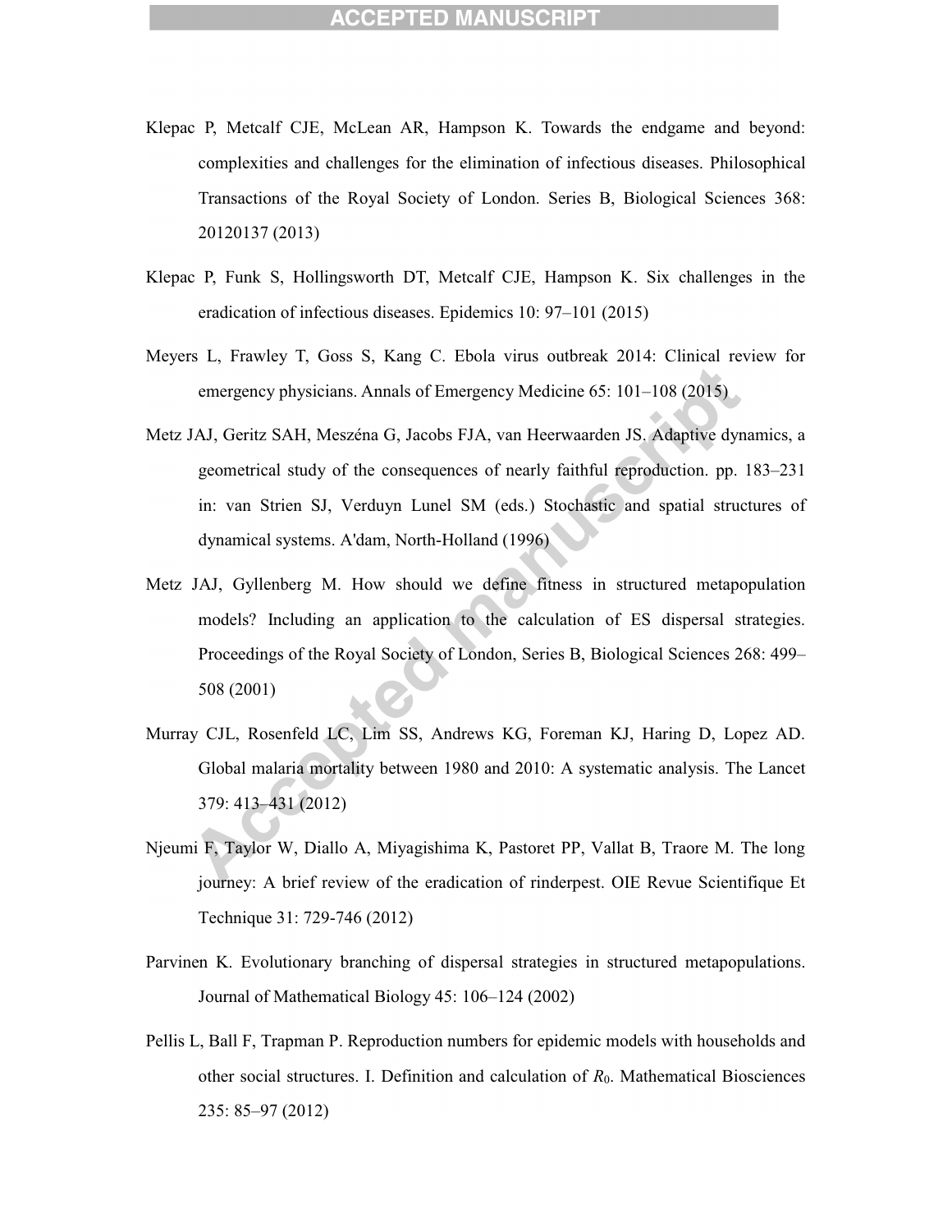Klepac P, Metcalf CJE, McLean AR, Hampson K. Towards the endgame and beyond: complexities and challenges for the elimination of infectious diseases. Philosophical Transactions of the Royal Society of London. Series B, Biological Sciences 368: 20120137 (2013)

Klepac P, Funk S, Hollingsworth DT, Metcalf CJE, Hampson K. Six challenges in the eradication of infectious diseases. Epidemics 10: 97–101 (2015)

Meyers L, Frawley T, Goss S, Kang C. Ebola virus outbreak 2014: Clinical review for emergency physicians. Annals of Emergency Medicine 65: 101–108 (2015)

Metz JAJ, Geritz SAH, Meszéna G, Jacobs FJA, van Heerwaarden JS. Adaptive dynamics, a geometrical study of the consequences of nearly faithful reproduction. pp. 183–231 in: van Strien SJ, Verduyn Lunel SM (eds.) Stochastic and spatial structures of dynamical systems. A'dam, North-Holland (1996)

Metz JAJ, Gyllenberg M. How should we define fitness in structured metapopulation models? Including an application to the calculation of ES dispersal strategies. Proceedings of the Royal Society of London, Series B, Biological Sciences 268: 499–508 (2001)

Murray CJL, Rosenfeld LC, Lim SS, Andrews KG, Foreman KJ, Haring D, Lopez AD. Global malaria mortality between 1980 and 2010: A systematic analysis. The Lancet 379: 413–431 (2012)

Njeumi F, Taylor W, Diallo A, Miyagishima K, Pastoret PP, Vallat B, Traore M. The long journey: A brief review of the eradication of rinderpest. OIE Revue Scientifique Et Technique 31: 729-746 (2012)

Parvinen K. Evolutionary branching of dispersal strategies in structured metapopulations. Journal of Mathematical Biology 45: 106–124 (2002)

Pellis L, Ball F, Trapman P. Reproduction numbers for epidemic models with households and other social structures. I. Definition and calculation of $R_0$. Mathematical Biosciences 235: 85–97 (2012)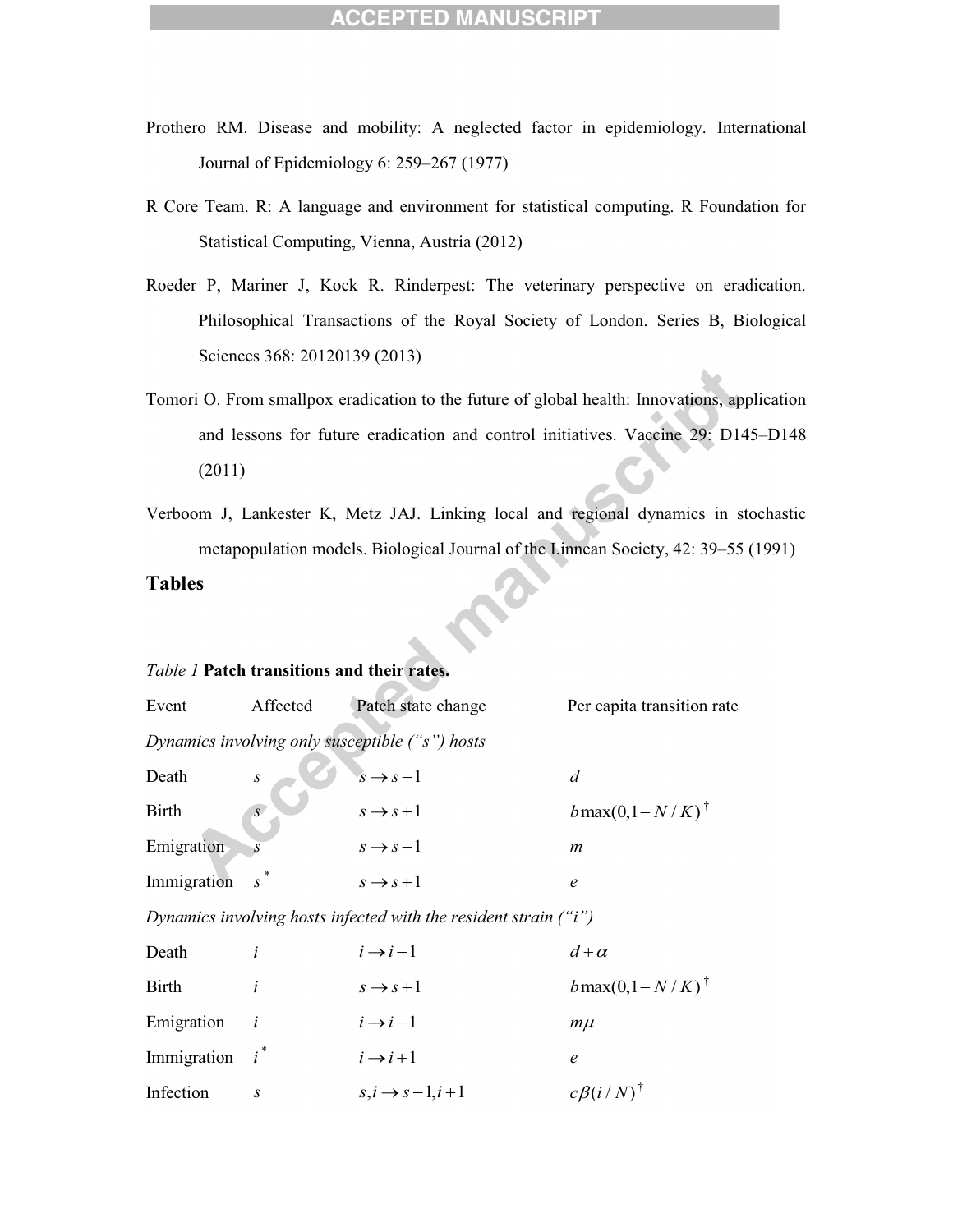Prothero RM. Disease and mobility: A neglected factor in epidemiology. International Journal of Epidemiology 6: 259–267 (1977)

R Core Team. R: A language and environment for statistical computing. R Foundation for Statistical Computing, Vienna, Austria (2012)

Roeder P, Mariner J, Kock R. Rinderpest: The veterinary perspective on eradication. Philosophical Transactions of the Royal Society of London. Series B, Biological Sciences 368: 20120139 (2013)

Tomori O. From smallpox eradication to the future of global health: Innovations, application and lessons for future eradication and control initiatives. Vaccine 29: D145–D148 (2011)

Verboom J, Lankester K, Metz JAJ. Linking local and regional dynamics in stochastic metapopulation models. Biological Journal of the Linnean Society, 42: 39–55 (1991)

## Tables

*Table 1* **Patch transitions and their rates.**

| Event | Affected | Patch state change | Per capita transition rate |
|---|---|---|---|
| *Dynamics involving only susceptible ("s") hosts* | | | |
| Death | $s$ | $s \rightarrow s-1$ | $d$ |
| Birth | $s$ | $s \rightarrow s+1$ | $b\max(0,1-N/K)^{\dagger}$ |
| Emigration | $s$ | $s \rightarrow s-1$ | $m$ |
| Immigration | $s^{*}$ | $s \rightarrow s+1$ | $e$ |
| *Dynamics involving hosts infected with the resident strain ("i")* | | | |
| Death | $i$ | $i \rightarrow i-1$ | $d+\alpha$ |
| Birth | $i$ | $s \rightarrow s+1$ | $b\max(0,1-N/K)^{\dagger}$ |
| Emigration | $i$ | $i \rightarrow i-1$ | $m\mu$ |
| Immigration | $i^{*}$ | $i \rightarrow i+1$ | $e$ |
| Infection | $s$ | $s,i \rightarrow s-1,i+1$ | $c\beta(i/N)^{\dagger}$ |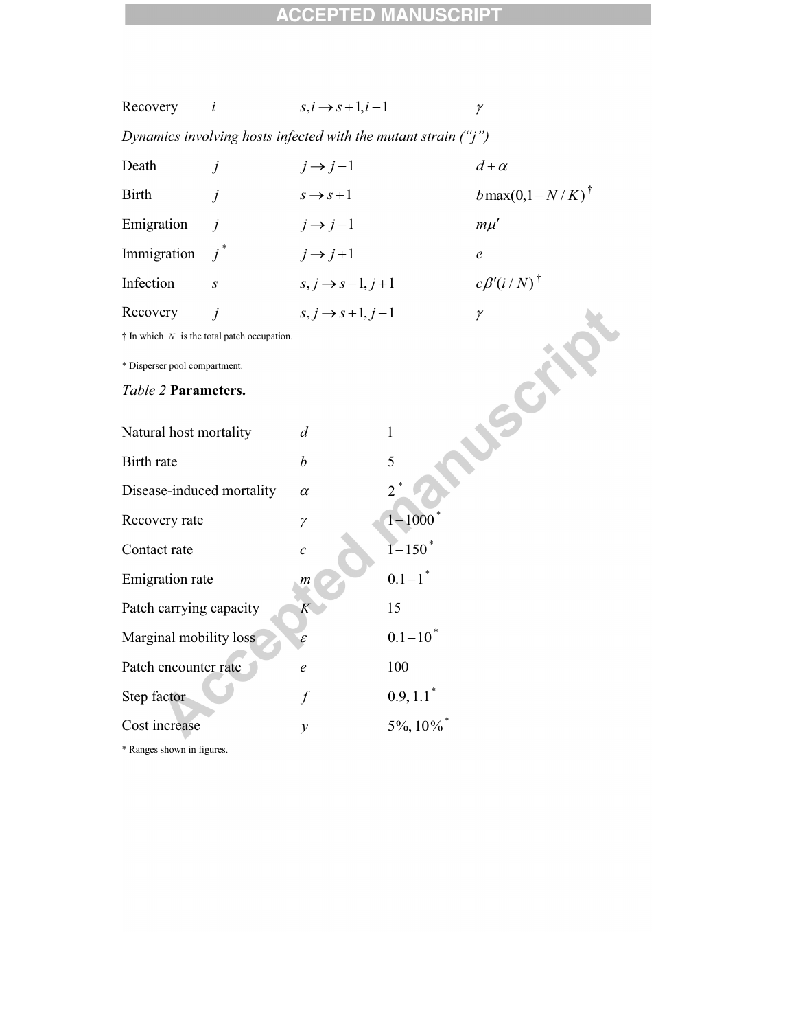| | | | |
|---|---|---|---|
| Recovery | $i$ | $s,i \rightarrow s+1, i-1$ | $\gamma$ |
| *Dynamics involving hosts infected with the mutant strain ("j")* | | | |
| Death | $j$ | $j \rightarrow j-1$ | $d+\alpha$ |
| Birth | $j$ | $s \rightarrow s+1$ | $b\max(0,1-N/K)$ † |
| Emigration | $j$ | $j \rightarrow j-1$ | $m\mu'$ |
| Immigration | $j$ * | $j \rightarrow j+1$ | $e$ |
| Infection | $s$ | $s,j \rightarrow s-1, j+1$ | $c\beta'(i/N)$ † |
| Recovery | $j$ | $s,j \rightarrow s+1, j-1$ | $\gamma$ |

† In which $N$ is the total patch occupation.

* Disperser pool compartment.

*Table 2* **Parameters.**

| | | |
|---|---|---|
| Natural host mortality | $d$ | 1 |
| Birth rate | $b$ | 5 |
| Disease-induced mortality | $\alpha$ | 2 * |
| Recovery rate | $\gamma$ | 1 – 1000 * |
| Contact rate | $c$ | 1 – 150 * |
| Emigration rate | $m$ | 0.1 – 1 * |
| Patch carrying capacity | $K$ | 15 |
| Marginal mobility loss | $\varepsilon$ | 0.1 – 10 * |
| Patch encounter rate | $e$ | 100 |
| Step factor | $f$ | 0.9, 1.1 * |
| Cost increase | $y$ | 5%, 10% * |

* Ranges shown in figures.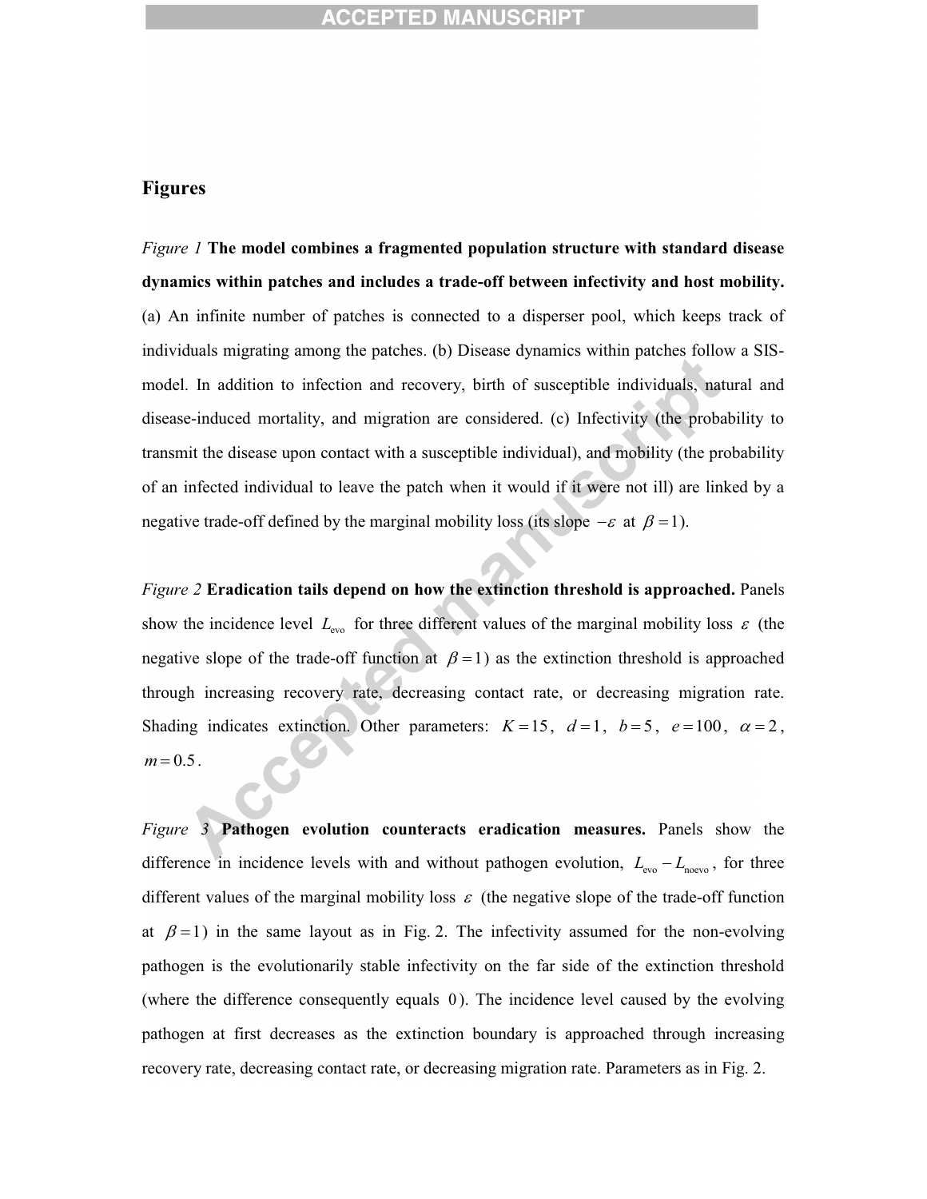## Figures

*Figure 1* **The model combines a fragmented population structure with standard disease dynamics within patches and includes a trade-off between infectivity and host mobility.** (a) An infinite number of patches is connected to a disperser pool, which keeps track of individuals migrating among the patches. (b) Disease dynamics within patches follow a SIS-model. In addition to infection and recovery, birth of susceptible individuals, natural and disease-induced mortality, and migration are considered. (c) Infectivity (the probability to transmit the disease upon contact with a susceptible individual), and mobility (the probability of an infected individual to leave the patch when it would if it were not ill) are linked by a negative trade-off defined by the marginal mobility loss (its slope $-\varepsilon$ at $\beta = 1$).

*Figure 2* **Eradication tails depend on how the extinction threshold is approached.** Panels show the incidence level $L_{\text{evo}}$ for three different values of the marginal mobility loss $\varepsilon$ (the negative slope of the trade-off function at $\beta = 1$) as the extinction threshold is approached through increasing recovery rate, decreasing contact rate, or decreasing migration rate. Shading indicates extinction. Other parameters: $K = 15$, $d = 1$, $b = 5$, $e = 100$, $\alpha = 2$, $m = 0.5$.

*Figure 3* **Pathogen evolution counteracts eradication measures.** Panels show the difference in incidence levels with and without pathogen evolution, $L_{\text{evo}} - L_{\text{noevo}}$, for three different values of the marginal mobility loss $\varepsilon$ (the negative slope of the trade-off function at $\beta = 1$) in the same layout as in Fig. 2. The infectivity assumed for the non-evolving pathogen is the evolutionarily stable infectivity on the far side of the extinction threshold (where the difference consequently equals $0$). The incidence level caused by the evolving pathogen at first decreases as the extinction boundary is approached through increasing recovery rate, decreasing contact rate, or decreasing migration rate. Parameters as in Fig. 2.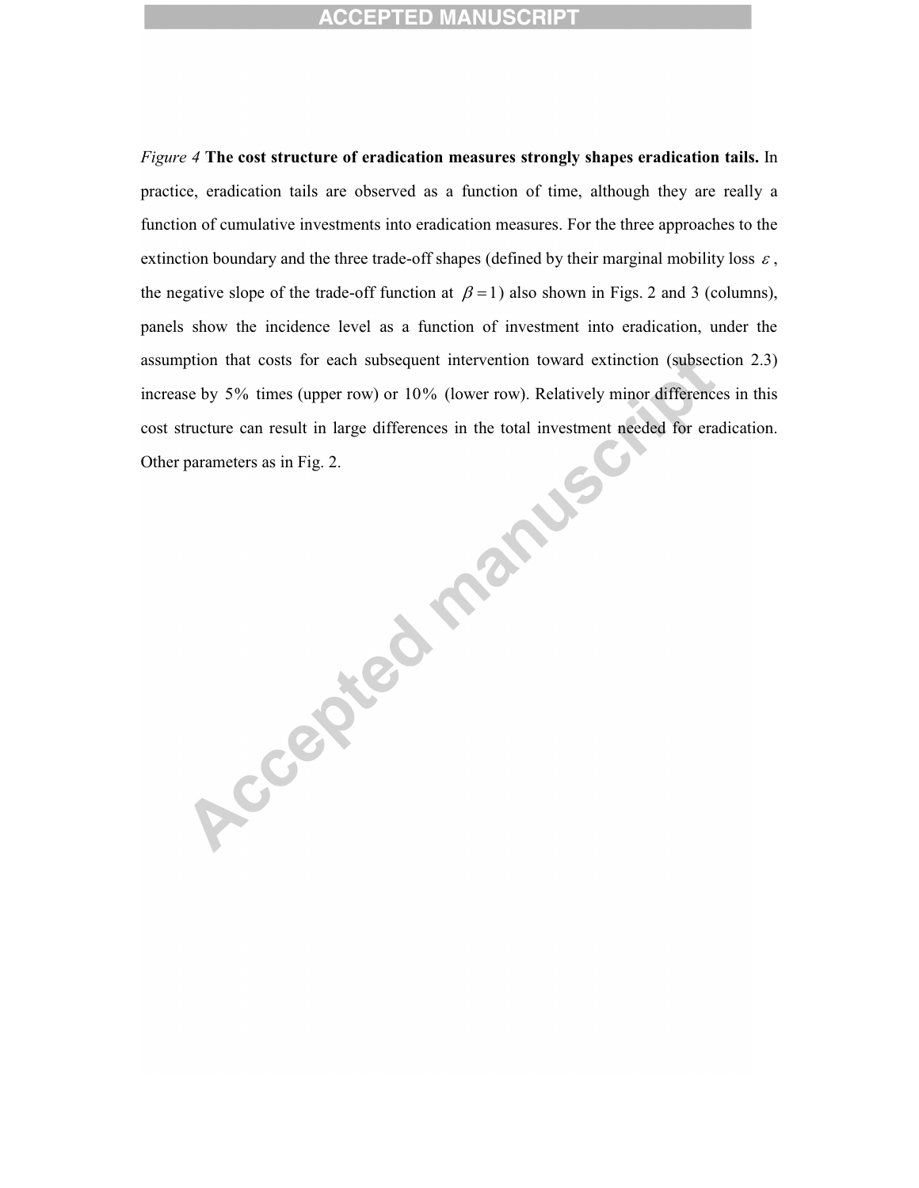*Figure 4* **The cost structure of eradication measures strongly shapes eradication tails.** In practice, eradication tails are observed as a function of time, although they are really a function of cumulative investments into eradication measures. For the three approaches to the extinction boundary and the three trade-off shapes (defined by their marginal mobility loss $\varepsilon$, the negative slope of the trade-off function at $\beta = 1$) also shown in Figs. 2 and 3 (columns), panels show the incidence level as a function of investment into eradication, under the assumption that costs for each subsequent intervention toward extinction (subsection 2.3) increase by $5\%$ times (upper row) or $10\%$ (lower row). Relatively minor differences in this cost structure can result in large differences in the total investment needed for eradication. Other parameters as in Fig. 2.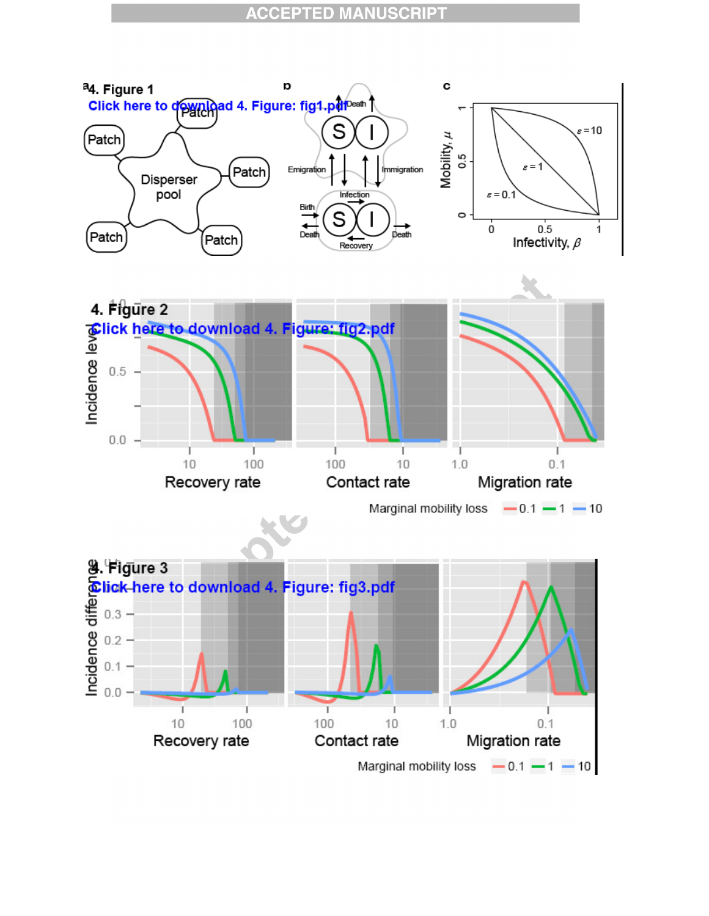4. Figure 1

Click here to download 4. Figure: fig1.pdf

4. Figure 2

Click here to download 4. Figure: fig2.pdf

4. Figure 3

Click here to download 4. Figure: fig3.pdf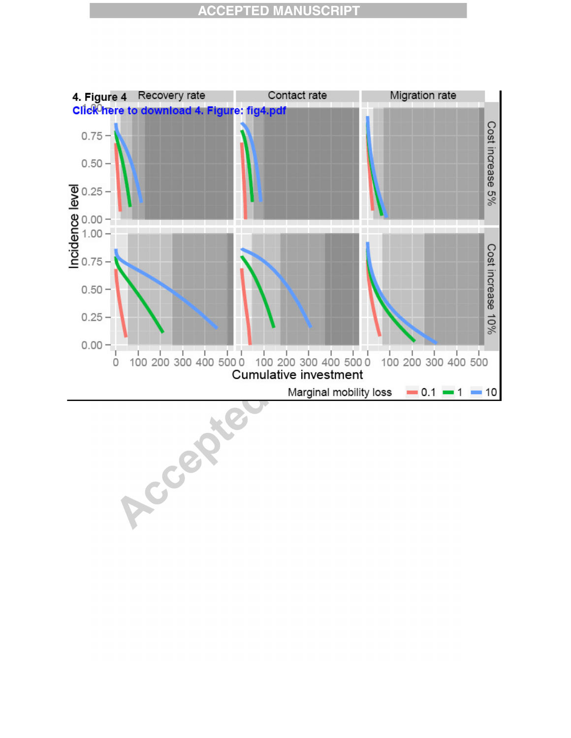4. Figure 4

Click here to download 4. Figure: fig4.pdf

Recovery rate

Contact rate

Migration rate

Cost increase 5%

Cost increase 10%

Incidence level

1.00

0.75

0.50

0.25

0.00

0 100 200 300 400 500

Cumulative investment

Marginal mobility loss 0.1 1 10